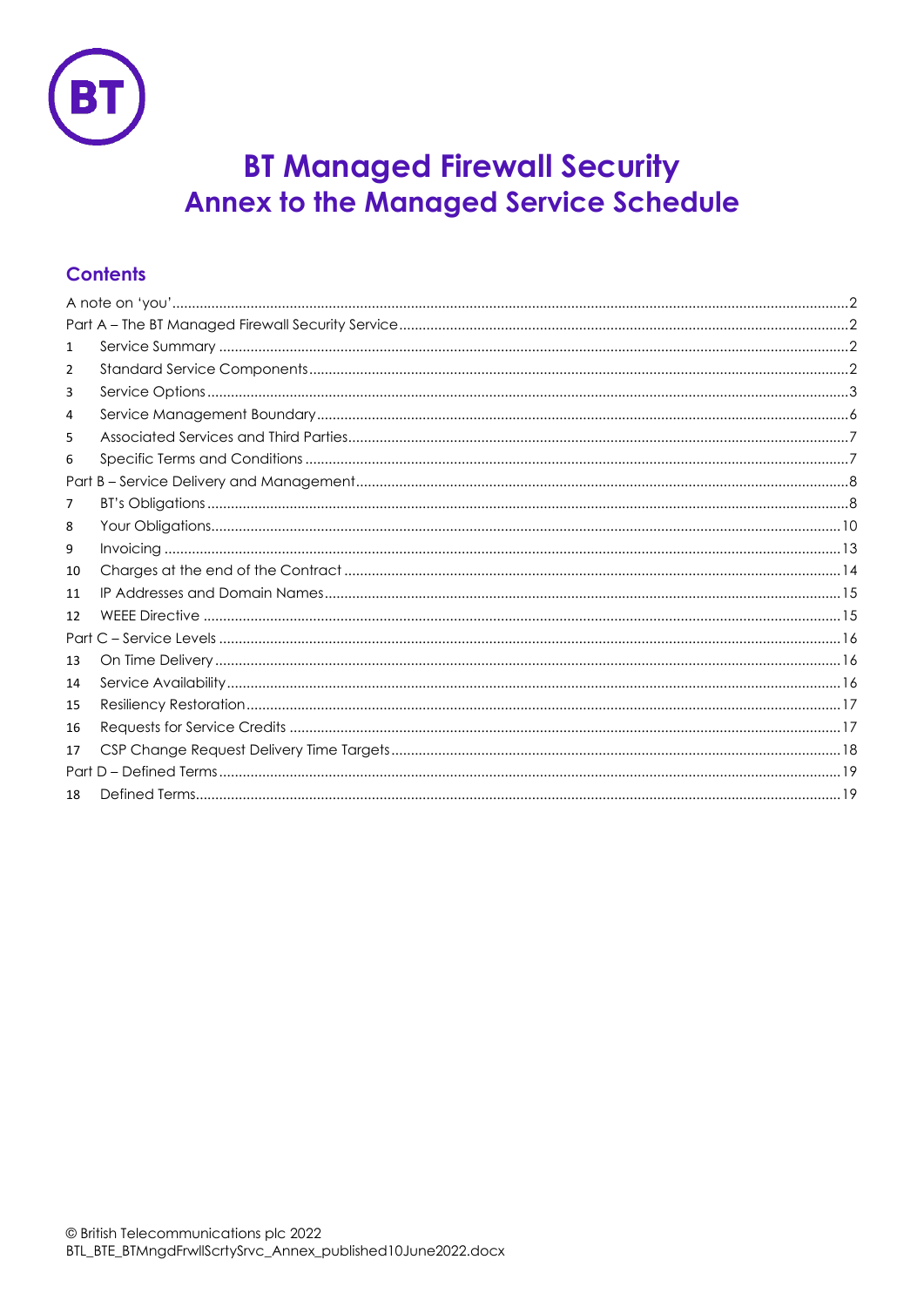# BT Managed Firewall Security
## Annex to the Managed Service Schedule

### Contents

| | | |
|---|---|---|
| A note on 'you' | | 2 |
| Part A – The BT Managed Firewall Security Service | | 2 |
| 1 | Service Summary | 2 |
| 2 | Standard Service Components | 2 |
| 3 | Service Options | 3 |
| 4 | Service Management Boundary | 6 |
| 5 | Associated Services and Third Parties | 7 |
| 6 | Specific Terms and Conditions | 7 |
| Part B – Service Delivery and Management | | 8 |
| 7 | BT's Obligations | 8 |
| 8 | Your Obligations | 10 |
| 9 | Invoicing | 13 |
| 10 | Charges at the end of the Contract | 14 |
| 11 | IP Addresses and Domain Names | 15 |
| 12 | WEEE Directive | 15 |
| Part C – Service Levels | | 16 |
| 13 | On Time Delivery | 16 |
| 14 | Service Availability | 16 |
| 15 | Resiliency Restoration | 17 |
| 16 | Requests for Service Credits | 17 |
| 17 | CSP Change Request Delivery Time Targets | 18 |
| Part D – Defined Terms | | 19 |
| 18 | Defined Terms | 19 |

© British Telecommunications plc 2022
BTL_BTE_BTMngdFrwllScrtySrvc_Annex_published10June2022.docx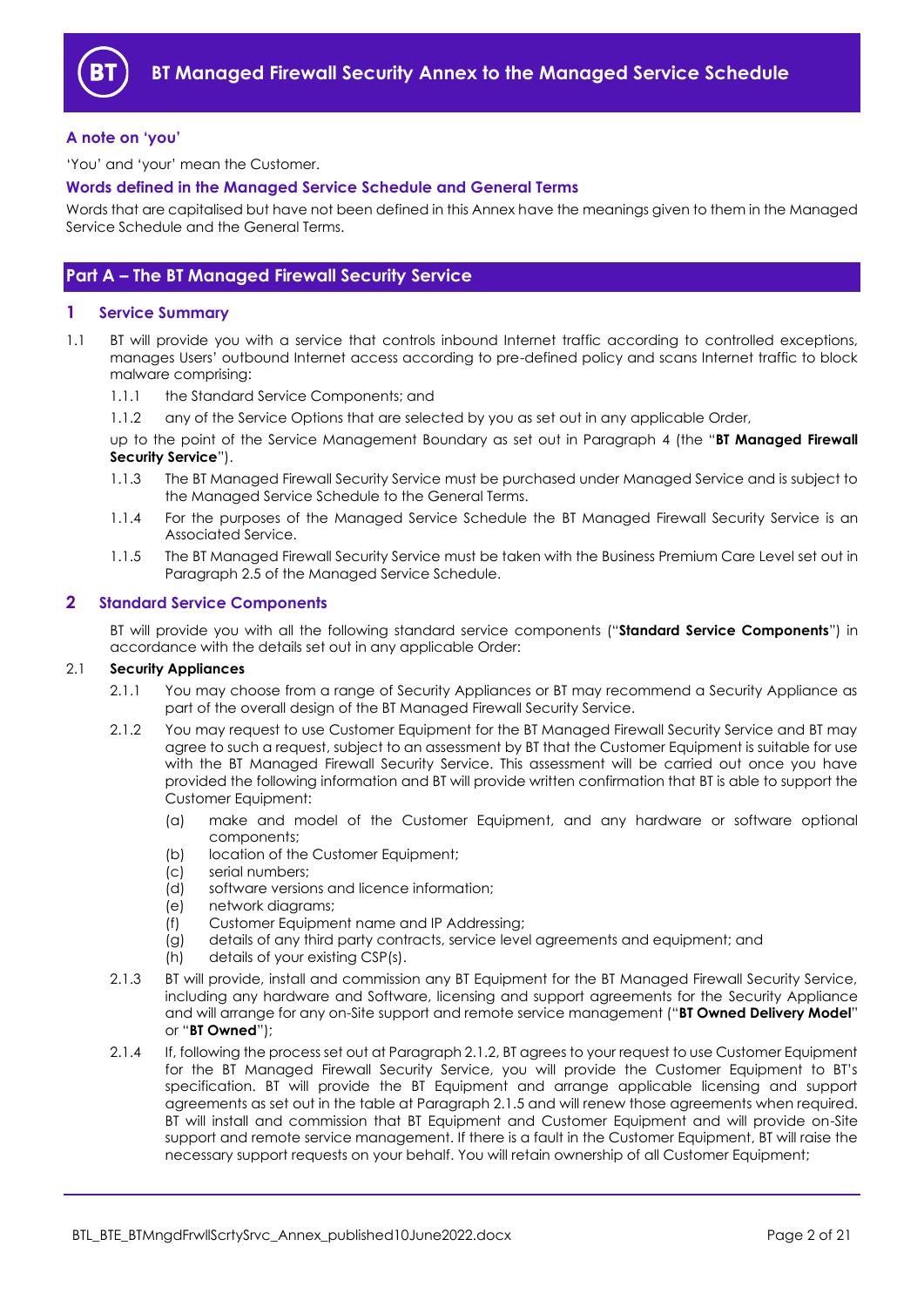# BT Managed Firewall Security Annex to the Managed Service Schedule

### A note on 'you'

'You' and 'your' mean the Customer.

### Words defined in the Managed Service Schedule and General Terms

Words that are capitalised but have not been defined in this Annex have the meanings given to them in the Managed Service Schedule and the General Terms.

## Part A – The BT Managed Firewall Security Service

## 1 Service Summary

1.1 BT will provide you with a service that controls inbound Internet traffic according to controlled exceptions, manages Users' outbound Internet access according to pre-defined policy and scans Internet traffic to block malware comprising:

1.1.1 the Standard Service Components; and

1.1.2 any of the Service Options that are selected by you as set out in any applicable Order,

up to the point of the Service Management Boundary as set out in Paragraph 4 (the "**BT Managed Firewall Security Service**").

1.1.3 The BT Managed Firewall Security Service must be purchased under Managed Service and is subject to the Managed Service Schedule to the General Terms.

1.1.4 For the purposes of the Managed Service Schedule the BT Managed Firewall Security Service is an Associated Service.

1.1.5 The BT Managed Firewall Security Service must be taken with the Business Premium Care Level set out in Paragraph 2.5 of the Managed Service Schedule.

## 2 Standard Service Components

BT will provide you with all the following standard service components ("**Standard Service Components**") in accordance with the details set out in any applicable Order:

2.1 **Security Appliances**

2.1.1 You may choose from a range of Security Appliances or BT may recommend a Security Appliance as part of the overall design of the BT Managed Firewall Security Service.

2.1.2 You may request to use Customer Equipment for the BT Managed Firewall Security Service and BT may agree to such a request, subject to an assessment by BT that the Customer Equipment is suitable for use with the BT Managed Firewall Security Service. This assessment will be carried out once you have provided the following information and BT will provide written confirmation that BT is able to support the Customer Equipment:

(a) make and model of the Customer Equipment, and any hardware or software optional components;
(b) location of the Customer Equipment;
(c) serial numbers;
(d) software versions and licence information;
(e) network diagrams;
(f) Customer Equipment name and IP Addressing;
(g) details of any third party contracts, service level agreements and equipment; and
(h) details of your existing CSP(s).

2.1.3 BT will provide, install and commission any BT Equipment for the BT Managed Firewall Security Service, including any hardware and Software, licensing and support agreements for the Security Appliance and will arrange for any on-Site support and remote service management ("**BT Owned Delivery Model**" or "**BT Owned**");

2.1.4 If, following the process set out at Paragraph 2.1.2, BT agrees to your request to use Customer Equipment for the BT Managed Firewall Security Service, you will provide the Customer Equipment to BT's specification. BT will provide the BT Equipment and arrange applicable licensing and support agreements as set out in the table at Paragraph 2.1.5 and will renew those agreements when required. BT will install and commission that BT Equipment and Customer Equipment and will provide on-Site support and remote service management. If there is a fault in the Customer Equipment, BT will raise the necessary support requests on your behalf. You will retain ownership of all Customer Equipment;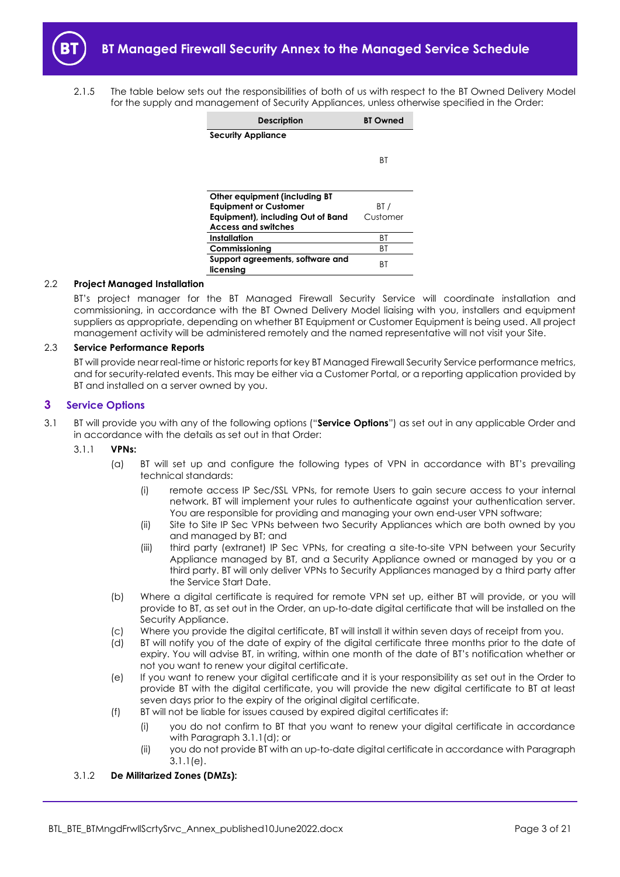2.1.5 The table below sets out the responsibilities of both of us with respect to the BT Owned Delivery Model for the supply and management of Security Appliances, unless otherwise specified in the Order:

| Description | BT Owned |
|---|---|
| **Security Appliance** | BT |
| **Other equipment (including BT Equipment or Customer Equipment), including Out of Band Access and switches** | BT / Customer |
| **Installation** | BT |
| **Commissioning** | BT |
| **Support agreements, software and licensing** | BT |

## 2.2 Project Managed Installation

BT's project manager for the BT Managed Firewall Security Service will coordinate installation and commissioning, in accordance with the BT Owned Delivery Model liaising with you, installers and equipment suppliers as appropriate, depending on whether BT Equipment or Customer Equipment is being used. All project management activity will be administered remotely and the named representative will not visit your Site.

## 2.3 Service Performance Reports

BT will provide near real-time or historic reports for key BT Managed Firewall Security Service performance metrics, and for security-related events. This may be either via a Customer Portal, or a reporting application provided by BT and installed on a server owned by you.

# 3 Service Options

3.1 BT will provide you with any of the following options ("**Service Options**") as set out in any applicable Order and in accordance with the details as set out in that Order:

3.1.1 **VPNs:**

(a) BT will set up and configure the following types of VPN in accordance with BT's prevailing technical standards:

(i) remote access IP Sec/SSL VPNs, for remote Users to gain secure access to your internal network. BT will implement your rules to authenticate against your authentication server. You are responsible for providing and managing your own end-user VPN software;

(ii) Site to Site IP Sec VPNs between two Security Appliances which are both owned by you and managed by BT; and

(iii) third party (extranet) IP Sec VPNs, for creating a site-to-site VPN between your Security Appliance managed by BT, and a Security Appliance owned or managed by you or a third party. BT will only deliver VPNs to Security Appliances managed by a third party after the Service Start Date.

(b) Where a digital certificate is required for remote VPN set up, either BT will provide, or you will provide to BT, as set out in the Order, an up-to-date digital certificate that will be installed on the Security Appliance.

(c) Where you provide the digital certificate, BT will install it within seven days of receipt from you.

(d) BT will notify you of the date of expiry of the digital certificate three months prior to the date of expiry. You will advise BT, in writing, within one month of the date of BT's notification whether or not you want to renew your digital certificate.

(e) If you want to renew your digital certificate and it is your responsibility as set out in the Order to provide BT with the digital certificate, you will provide the new digital certificate to BT at least seven days prior to the expiry of the original digital certificate.

(f) BT will not be liable for issues caused by expired digital certificates if:

(i) you do not confirm to BT that you want to renew your digital certificate in accordance with Paragraph 3.1.1(d); or

(ii) you do not provide BT with an up-to-date digital certificate in accordance with Paragraph 3.1.1(e).

3.1.2 **De Militarized Zones (DMZs):**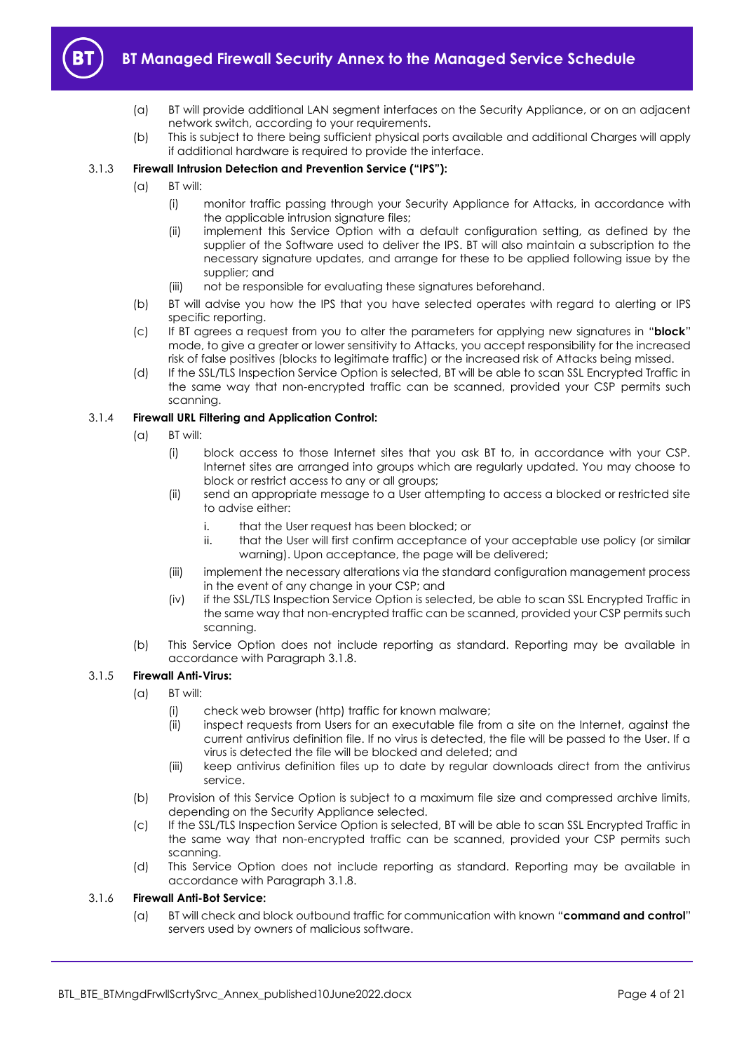(a) BT will provide additional LAN segment interfaces on the Security Appliance, or on an adjacent network switch, according to your requirements.

(b) This is subject to there being sufficient physical ports available and additional Charges will apply if additional hardware is required to provide the interface.

3.1.3 **Firewall Intrusion Detection and Prevention Service ("IPS"):**

(a) BT will:

(i) monitor traffic passing through your Security Appliance for Attacks, in accordance with the applicable intrusion signature files;

(ii) implement this Service Option with a default configuration setting, as defined by the supplier of the Software used to deliver the IPS. BT will also maintain a subscription to the necessary signature updates, and arrange for these to be applied following issue by the supplier; and

(iii) not be responsible for evaluating these signatures beforehand.

(b) BT will advise you how the IPS that you have selected operates with regard to alerting or IPS specific reporting.

(c) If BT agrees a request from you to alter the parameters for applying new signatures in "**block**" mode, to give a greater or lower sensitivity to Attacks, you accept responsibility for the increased risk of false positives (blocks to legitimate traffic) or the increased risk of Attacks being missed.

(d) If the SSL/TLS Inspection Service Option is selected, BT will be able to scan SSL Encrypted Traffic in the same way that non-encrypted traffic can be scanned, provided your CSP permits such scanning.

3.1.4 **Firewall URL Filtering and Application Control:**

(a) BT will:

(i) block access to those Internet sites that you ask BT to, in accordance with your CSP. Internet sites are arranged into groups which are regularly updated. You may choose to block or restrict access to any or all groups;

(ii) send an appropriate message to a User attempting to access a blocked or restricted site to advise either:

i. that the User request has been blocked; or

ii. that the User will first confirm acceptance of your acceptable use policy (or similar warning). Upon acceptance, the page will be delivered;

(iii) implement the necessary alterations via the standard configuration management process in the event of any change in your CSP; and

(iv) if the SSL/TLS Inspection Service Option is selected, be able to scan SSL Encrypted Traffic in the same way that non-encrypted traffic can be scanned, provided your CSP permits such scanning.

(b) This Service Option does not include reporting as standard. Reporting may be available in accordance with Paragraph 3.1.8.

3.1.5 **Firewall Anti-Virus:**

(a) BT will:

(i) check web browser (http) traffic for known malware;

(ii) inspect requests from Users for an executable file from a site on the Internet, against the current antivirus definition file. If no virus is detected, the file will be passed to the User. If a virus is detected the file will be blocked and deleted; and

(iii) keep antivirus definition files up to date by regular downloads direct from the antivirus service.

(b) Provision of this Service Option is subject to a maximum file size and compressed archive limits, depending on the Security Appliance selected.

(c) If the SSL/TLS Inspection Service Option is selected, BT will be able to scan SSL Encrypted Traffic in the same way that non-encrypted traffic can be scanned, provided your CSP permits such scanning.

(d) This Service Option does not include reporting as standard. Reporting may be available in accordance with Paragraph 3.1.8.

3.1.6 **Firewall Anti-Bot Service:**

(a) BT will check and block outbound traffic for communication with known "**command and control**" servers used by owners of malicious software.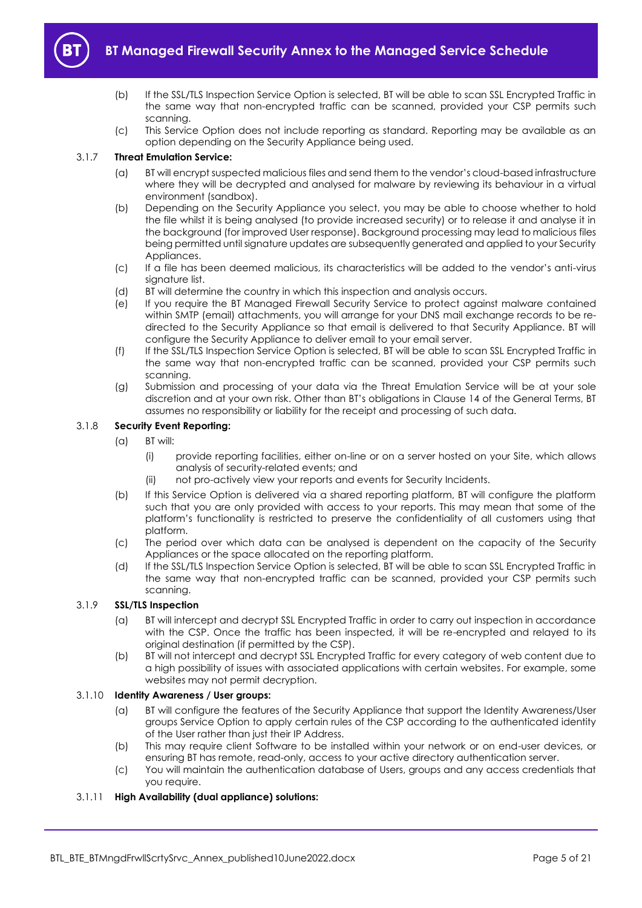(b) If the SSL/TLS Inspection Service Option is selected, BT will be able to scan SSL Encrypted Traffic in the same way that non-encrypted traffic can be scanned, provided your CSP permits such scanning.

(c) This Service Option does not include reporting as standard. Reporting may be available as an option depending on the Security Appliance being used.

3.1.7 **Threat Emulation Service:**

(a) BT will encrypt suspected malicious files and send them to the vendor's cloud-based infrastructure where they will be decrypted and analysed for malware by reviewing its behaviour in a virtual environment (sandbox).

(b) Depending on the Security Appliance you select, you may be able to choose whether to hold the file whilst it is being analysed (to provide increased security) or to release it and analyse it in the background (for improved User response). Background processing may lead to malicious files being permitted until signature updates are subsequently generated and applied to your Security Appliances.

(c) If a file has been deemed malicious, its characteristics will be added to the vendor's anti-virus signature list.

(d) BT will determine the country in which this inspection and analysis occurs.

(e) If you require the BT Managed Firewall Security Service to protect against malware contained within SMTP (email) attachments, you will arrange for your DNS mail exchange records to be re-directed to the Security Appliance so that email is delivered to that Security Appliance. BT will configure the Security Appliance to deliver email to your email server.

(f) If the SSL/TLS Inspection Service Option is selected, BT will be able to scan SSL Encrypted Traffic in the same way that non-encrypted traffic can be scanned, provided your CSP permits such scanning.

(g) Submission and processing of your data via the Threat Emulation Service will be at your sole discretion and at your own risk. Other than BT's obligations in Clause 14 of the General Terms, BT assumes no responsibility or liability for the receipt and processing of such data.

3.1.8 **Security Event Reporting:**

(a) BT will:

(i) provide reporting facilities, either on-line or on a server hosted on your Site, which allows analysis of security-related events; and

(ii) not pro-actively view your reports and events for Security Incidents.

(b) If this Service Option is delivered via a shared reporting platform, BT will configure the platform such that you are only provided with access to your reports. This may mean that some of the platform's functionality is restricted to preserve the confidentiality of all customers using that platform.

(c) The period over which data can be analysed is dependent on the capacity of the Security Appliances or the space allocated on the reporting platform.

(d) If the SSL/TLS Inspection Service Option is selected, BT will be able to scan SSL Encrypted Traffic in the same way that non-encrypted traffic can be scanned, provided your CSP permits such scanning.

3.1.9 **SSL/TLS Inspection**

(a) BT will intercept and decrypt SSL Encrypted Traffic in order to carry out inspection in accordance with the CSP. Once the traffic has been inspected, it will be re-encrypted and relayed to its original destination (if permitted by the CSP).

(b) BT will not intercept and decrypt SSL Encrypted Traffic for every category of web content due to a high possibility of issues with associated applications with certain websites. For example, some websites may not permit decryption.

3.1.10 **Identity Awareness / User groups:**

(a) BT will configure the features of the Security Appliance that support the Identity Awareness/User groups Service Option to apply certain rules of the CSP according to the authenticated identity of the User rather than just their IP Address.

(b) This may require client Software to be installed within your network or on end-user devices, or ensuring BT has remote, read-only, access to your active directory authentication server.

(c) You will maintain the authentication database of Users, groups and any access credentials that you require.

3.1.11 **High Availability (dual appliance) solutions:**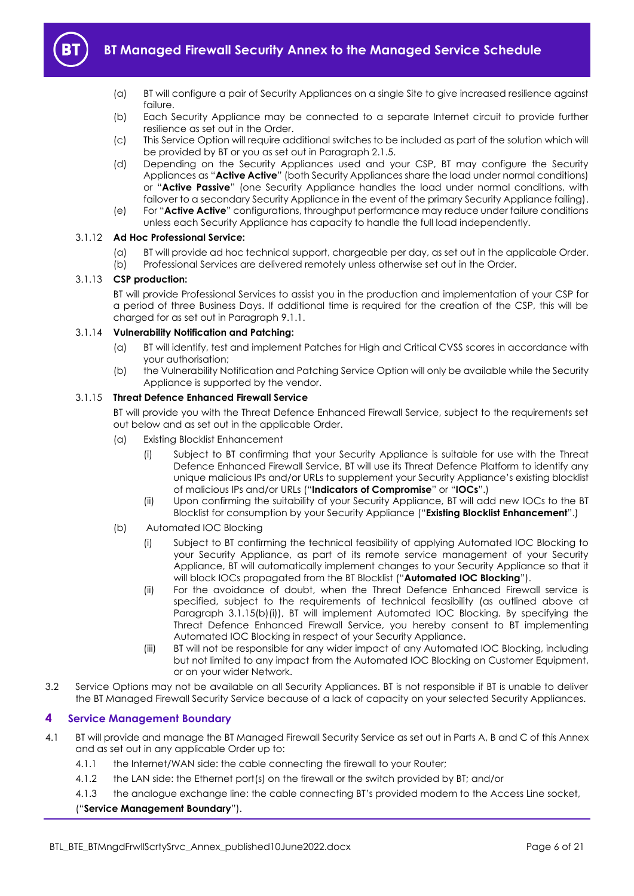(a) BT will configure a pair of Security Appliances on a single Site to give increased resilience against failure.

(b) Each Security Appliance may be connected to a separate Internet circuit to provide further resilience as set out in the Order.

(c) This Service Option will require additional switches to be included as part of the solution which will be provided by BT or you as set out in Paragraph 2.1.5.

(d) Depending on the Security Appliances used and your CSP, BT may configure the Security Appliances as "**Active Active**" (both Security Appliances share the load under normal conditions) or "**Active Passive**" (one Security Appliance handles the load under normal conditions, with failover to a secondary Security Appliance in the event of the primary Security Appliance failing).

(e) For "**Active Active**" configurations, throughput performance may reduce under failure conditions unless each Security Appliance has capacity to handle the full load independently.

3.1.12 **Ad Hoc Professional Service:**

(a) BT will provide ad hoc technical support, chargeable per day, as set out in the applicable Order.

(b) Professional Services are delivered remotely unless otherwise set out in the Order.

3.1.13 **CSP production:**

BT will provide Professional Services to assist you in the production and implementation of your CSP for a period of three Business Days. If additional time is required for the creation of the CSP, this will be charged for as set out in Paragraph 9.1.1.

3.1.14 **Vulnerability Notification and Patching:**

(a) BT will identify, test and implement Patches for High and Critical CVSS scores in accordance with your authorisation;

(b) the Vulnerability Notification and Patching Service Option will only be available while the Security Appliance is supported by the vendor.

3.1.15 **Threat Defence Enhanced Firewall Service**

BT will provide you with the Threat Defence Enhanced Firewall Service, subject to the requirements set out below and as set out in the applicable Order.

(a) Existing Blocklist Enhancement

(i) Subject to BT confirming that your Security Appliance is suitable for use with the Threat Defence Enhanced Firewall Service, BT will use its Threat Defence Platform to identify any unique malicious IPs and/or URLs to supplement your Security Appliance's existing blocklist of malicious IPs and/or URLs ("**Indicators of Compromise**" or "**IOCs**".)

(ii) Upon confirming the suitability of your Security Appliance, BT will add new IOCs to the BT Blocklist for consumption by your Security Appliance ("**Existing Blocklist Enhancement**".)

(b) Automated IOC Blocking

(i) Subject to BT confirming the technical feasibility of applying Automated IOC Blocking to your Security Appliance, as part of its remote service management of your Security Appliance, BT will automatically implement changes to your Security Appliance so that it will block IOCs propagated from the BT Blocklist ("**Automated IOC Blocking**").

(ii) For the avoidance of doubt, when the Threat Defence Enhanced Firewall service is specified, subject to the requirements of technical feasibility (as outlined above at Paragraph 3.1.15(b)(i)), BT will implement Automated IOC Blocking. By specifying the Threat Defence Enhanced Firewall Service, you hereby consent to BT implementing Automated IOC Blocking in respect of your Security Appliance.

(iii) BT will not be responsible for any wider impact of any Automated IOC Blocking, including but not limited to any impact from the Automated IOC Blocking on Customer Equipment, or on your wider Network.

3.2 Service Options may not be available on all Security Appliances. BT is not responsible if BT is unable to deliver the BT Managed Firewall Security Service because of a lack of capacity on your selected Security Appliances.

## 4 Service Management Boundary

4.1 BT will provide and manage the BT Managed Firewall Security Service as set out in Parts A, B and C of this Annex and as set out in any applicable Order up to:

4.1.1 the Internet/WAN side: the cable connecting the firewall to your Router;

4.1.2 the LAN side: the Ethernet port(s) on the firewall or the switch provided by BT; and/or

4.1.3 the analogue exchange line: the cable connecting BT's provided modem to the Access Line socket,

("**Service Management Boundary**").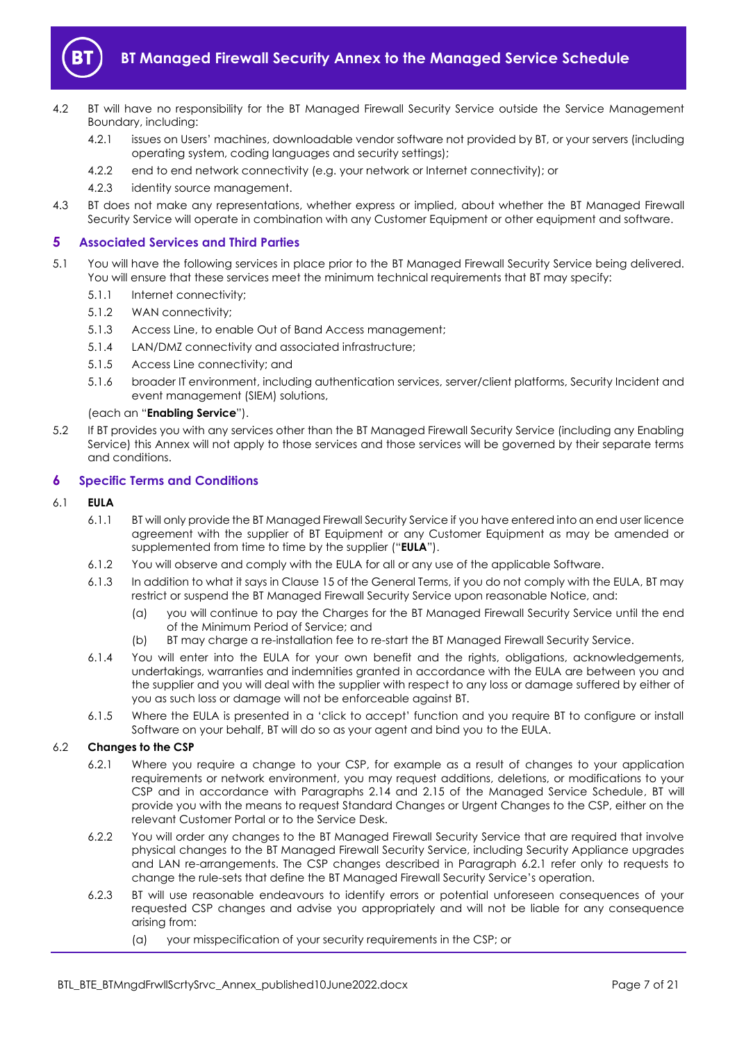4.2 BT will have no responsibility for the BT Managed Firewall Security Service outside the Service Management Boundary, including:

4.2.1 issues on Users' machines, downloadable vendor software not provided by BT, or your servers (including operating system, coding languages and security settings);

4.2.2 end to end network connectivity (e.g. your network or Internet connectivity); or

4.2.3 identity source management.

4.3 BT does not make any representations, whether express or implied, about whether the BT Managed Firewall Security Service will operate in combination with any Customer Equipment or other equipment and software.

## 5 Associated Services and Third Parties

5.1 You will have the following services in place prior to the BT Managed Firewall Security Service being delivered. You will ensure that these services meet the minimum technical requirements that BT may specify:

5.1.1 Internet connectivity;

5.1.2 WAN connectivity;

5.1.3 Access Line, to enable Out of Band Access management;

5.1.4 LAN/DMZ connectivity and associated infrastructure;

5.1.5 Access Line connectivity; and

5.1.6 broader IT environment, including authentication services, server/client platforms, Security Incident and event management (SIEM) solutions,

(each an "**Enabling Service**").

5.2 If BT provides you with any services other than the BT Managed Firewall Security Service (including any Enabling Service) this Annex will not apply to those services and those services will be governed by their separate terms and conditions.

## 6 Specific Terms and Conditions

### 6.1 EULA

6.1.1 BT will only provide the BT Managed Firewall Security Service if you have entered into an end user licence agreement with the supplier of BT Equipment or any Customer Equipment as may be amended or supplemented from time to time by the supplier ("**EULA**").

6.1.2 You will observe and comply with the EULA for all or any use of the applicable Software.

6.1.3 In addition to what it says in Clause 15 of the General Terms, if you do not comply with the EULA, BT may restrict or suspend the BT Managed Firewall Security Service upon reasonable Notice, and:

(a) you will continue to pay the Charges for the BT Managed Firewall Security Service until the end of the Minimum Period of Service; and

(b) BT may charge a re-installation fee to re-start the BT Managed Firewall Security Service.

6.1.4 You will enter into the EULA for your own benefit and the rights, obligations, acknowledgements, undertakings, warranties and indemnities granted in accordance with the EULA are between you and the supplier and you will deal with the supplier with respect to any loss or damage suffered by either of you as such loss or damage will not be enforceable against BT.

6.1.5 Where the EULA is presented in a 'click to accept' function and you require BT to configure or install Software on your behalf, BT will do so as your agent and bind you to the EULA.

### 6.2 Changes to the CSP

6.2.1 Where you require a change to your CSP, for example as a result of changes to your application requirements or network environment, you may request additions, deletions, or modifications to your CSP and in accordance with Paragraphs 2.14 and 2.15 of the Managed Service Schedule, BT will provide you with the means to request Standard Changes or Urgent Changes to the CSP, either on the relevant Customer Portal or to the Service Desk.

6.2.2 You will order any changes to the BT Managed Firewall Security Service that are required that involve physical changes to the BT Managed Firewall Security Service, including Security Appliance upgrades and LAN re-arrangements. The CSP changes described in Paragraph 6.2.1 refer only to requests to change the rule-sets that define the BT Managed Firewall Security Service's operation.

6.2.3 BT will use reasonable endeavours to identify errors or potential unforeseen consequences of your requested CSP changes and advise you appropriately and will not be liable for any consequence arising from:

(a) your misspecification of your security requirements in the CSP; or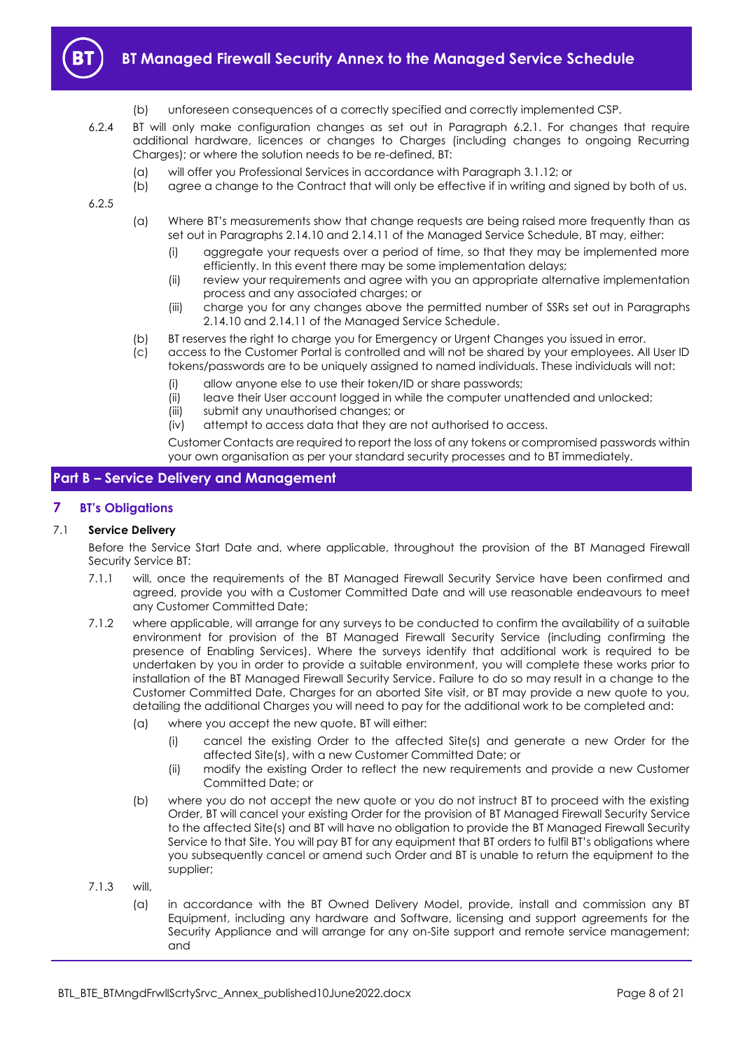(b) unforeseen consequences of a correctly specified and correctly implemented CSP.

6.2.4 BT will only make configuration changes as set out in Paragraph 6.2.1. For changes that require additional hardware, licences or changes to Charges (including changes to ongoing Recurring Charges); or where the solution needs to be re-defined, BT:

(a) will offer you Professional Services in accordance with Paragraph 3.1.12; or

(b) agree a change to the Contract that will only be effective if in writing and signed by both of us.

6.2.5

(a) Where BT's measurements show that change requests are being raised more frequently than as set out in Paragraphs 2.14.10 and 2.14.11 of the Managed Service Schedule, BT may, either:

(i) aggregate your requests over a period of time, so that they may be implemented more efficiently. In this event there may be some implementation delays;

(ii) review your requirements and agree with you an appropriate alternative implementation process and any associated charges; or

(iii) charge you for any changes above the permitted number of SSRs set out in Paragraphs 2.14.10 and 2.14.11 of the Managed Service Schedule.

(b) BT reserves the right to charge you for Emergency or Urgent Changes you issued in error.

(c) access to the Customer Portal is controlled and will not be shared by your employees. All User ID tokens/passwords are to be uniquely assigned to named individuals. These individuals will not:

(i) allow anyone else to use their token/ID or share passwords;

(ii) leave their User account logged in while the computer unattended and unlocked;

(iii) submit any unauthorised changes; or

(iv) attempt to access data that they are not authorised to access.

Customer Contacts are required to report the loss of any tokens or compromised passwords within your own organisation as per your standard security processes and to BT immediately.

## Part B – Service Delivery and Management

## 7 BT's Obligations

### 7.1 Service Delivery

Before the Service Start Date and, where applicable, throughout the provision of the BT Managed Firewall Security Service BT:

7.1.1 will, once the requirements of the BT Managed Firewall Security Service have been confirmed and agreed, provide you with a Customer Committed Date and will use reasonable endeavours to meet any Customer Committed Date;

7.1.2 where applicable, will arrange for any surveys to be conducted to confirm the availability of a suitable environment for provision of the BT Managed Firewall Security Service (including confirming the presence of Enabling Services). Where the surveys identify that additional work is required to be undertaken by you in order to provide a suitable environment, you will complete these works prior to installation of the BT Managed Firewall Security Service. Failure to do so may result in a change to the Customer Committed Date, Charges for an aborted Site visit, or BT may provide a new quote to you, detailing the additional Charges you will need to pay for the additional work to be completed and:

(a) where you accept the new quote, BT will either:

(i) cancel the existing Order to the affected Site(s) and generate a new Order for the affected Site(s), with a new Customer Committed Date; or

(ii) modify the existing Order to reflect the new requirements and provide a new Customer Committed Date; or

(b) where you do not accept the new quote or you do not instruct BT to proceed with the existing Order, BT will cancel your existing Order for the provision of BT Managed Firewall Security Service to the affected Site(s) and BT will have no obligation to provide the BT Managed Firewall Security Service to that Site. You will pay BT for any equipment that BT orders to fulfil BT's obligations where you subsequently cancel or amend such Order and BT is unable to return the equipment to the supplier;

7.1.3 will,

(a) in accordance with the BT Owned Delivery Model, provide, install and commission any BT Equipment, including any hardware and Software, licensing and support agreements for the Security Appliance and will arrange for any on-Site support and remote service management; and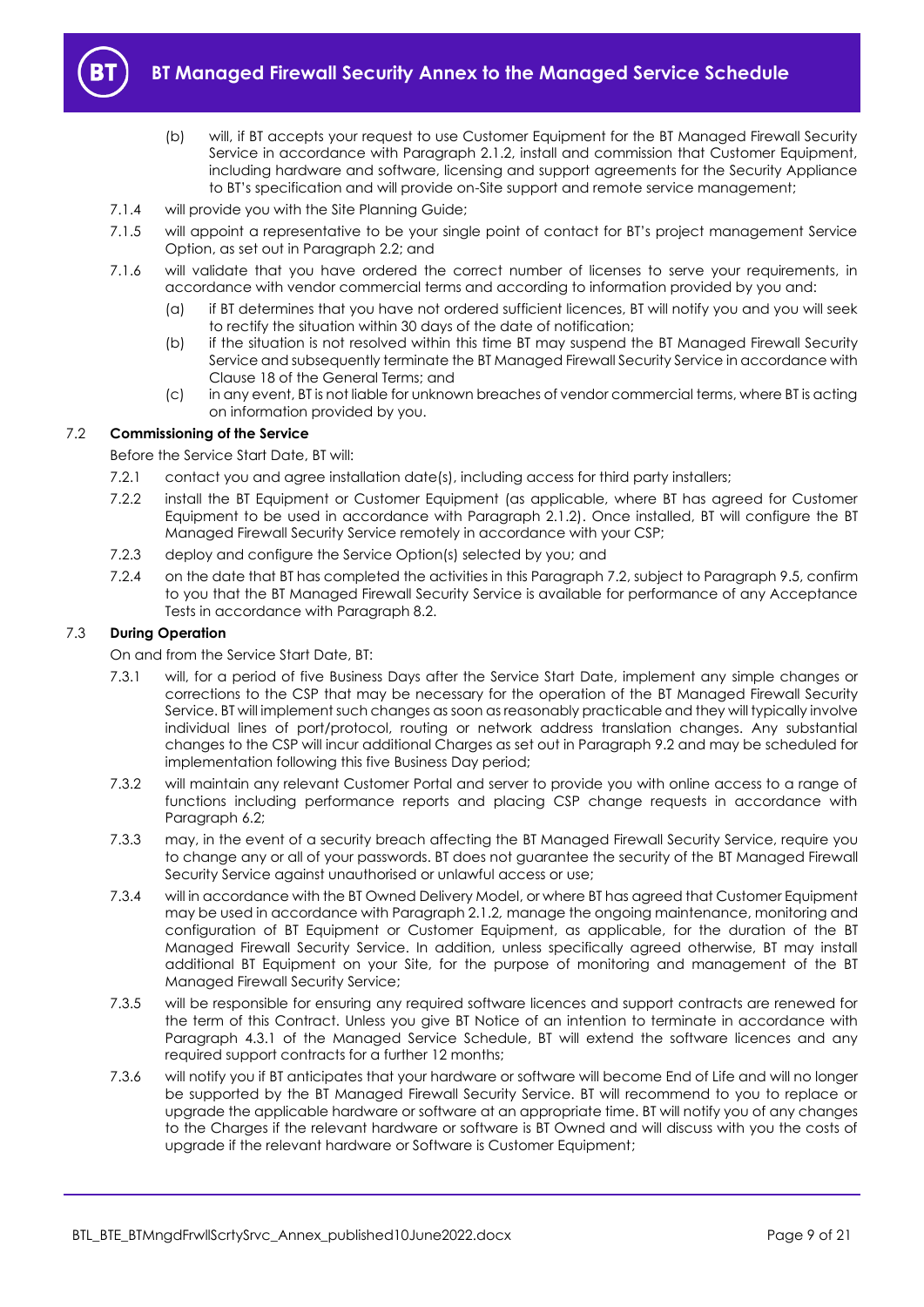(b) will, if BT accepts your request to use Customer Equipment for the BT Managed Firewall Security Service in accordance with Paragraph 2.1.2, install and commission that Customer Equipment, including hardware and software, licensing and support agreements for the Security Appliance to BT's specification and will provide on-Site support and remote service management;

7.1.4 will provide you with the Site Planning Guide;

7.1.5 will appoint a representative to be your single point of contact for BT's project management Service Option, as set out in Paragraph 2.2; and

7.1.6 will validate that you have ordered the correct number of licenses to serve your requirements, in accordance with vendor commercial terms and according to information provided by you and:

(a) if BT determines that you have not ordered sufficient licences, BT will notify you and you will seek to rectify the situation within 30 days of the date of notification;

(b) if the situation is not resolved within this time BT may suspend the BT Managed Firewall Security Service and subsequently terminate the BT Managed Firewall Security Service in accordance with Clause 18 of the General Terms; and

(c) in any event, BT is not liable for unknown breaches of vendor commercial terms, where BT is acting on information provided by you.

### 7.2 Commissioning of the Service

Before the Service Start Date, BT will:

7.2.1 contact you and agree installation date(s), including access for third party installers;

7.2.2 install the BT Equipment or Customer Equipment (as applicable, where BT has agreed for Customer Equipment to be used in accordance with Paragraph 2.1.2). Once installed, BT will configure the BT Managed Firewall Security Service remotely in accordance with your CSP;

7.2.3 deploy and configure the Service Option(s) selected by you; and

7.2.4 on the date that BT has completed the activities in this Paragraph 7.2, subject to Paragraph 9.5, confirm to you that the BT Managed Firewall Security Service is available for performance of any Acceptance Tests in accordance with Paragraph 8.2.

### 7.3 During Operation

On and from the Service Start Date, BT:

7.3.1 will, for a period of five Business Days after the Service Start Date, implement any simple changes or corrections to the CSP that may be necessary for the operation of the BT Managed Firewall Security Service. BT will implement such changes as soon as reasonably practicable and they will typically involve individual lines of port/protocol, routing or network address translation changes. Any substantial changes to the CSP will incur additional Charges as set out in Paragraph 9.2 and may be scheduled for implementation following this five Business Day period;

7.3.2 will maintain any relevant Customer Portal and server to provide you with online access to a range of functions including performance reports and placing CSP change requests in accordance with Paragraph 6.2;

7.3.3 may, in the event of a security breach affecting the BT Managed Firewall Security Service, require you to change any or all of your passwords. BT does not guarantee the security of the BT Managed Firewall Security Service against unauthorised or unlawful access or use;

7.3.4 will in accordance with the BT Owned Delivery Model, or where BT has agreed that Customer Equipment may be used in accordance with Paragraph 2.1.2, manage the ongoing maintenance, monitoring and configuration of BT Equipment or Customer Equipment, as applicable, for the duration of the BT Managed Firewall Security Service. In addition, unless specifically agreed otherwise, BT may install additional BT Equipment on your Site, for the purpose of monitoring and management of the BT Managed Firewall Security Service;

7.3.5 will be responsible for ensuring any required software licences and support contracts are renewed for the term of this Contract. Unless you give BT Notice of an intention to terminate in accordance with Paragraph 4.3.1 of the Managed Service Schedule, BT will extend the software licences and any required support contracts for a further 12 months;

7.3.6 will notify you if BT anticipates that your hardware or software will become End of Life and will no longer be supported by the BT Managed Firewall Security Service. BT will recommend to you to replace or upgrade the applicable hardware or software at an appropriate time. BT will notify you of any changes to the Charges if the relevant hardware or software is BT Owned and will discuss with you the costs of upgrade if the relevant hardware or Software is Customer Equipment;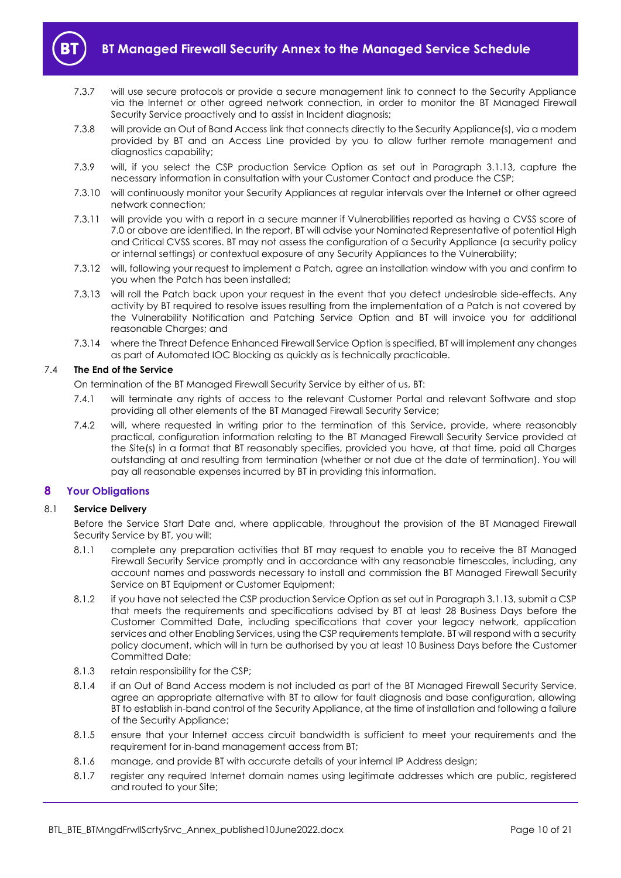7.3.7 will use secure protocols or provide a secure management link to connect to the Security Appliance via the Internet or other agreed network connection, in order to monitor the BT Managed Firewall Security Service proactively and to assist in Incident diagnosis;

7.3.8 will provide an Out of Band Access link that connects directly to the Security Appliance(s), via a modem provided by BT and an Access Line provided by you to allow further remote management and diagnostics capability;

7.3.9 will, if you select the CSP production Service Option as set out in Paragraph 3.1.13, capture the necessary information in consultation with your Customer Contact and produce the CSP;

7.3.10 will continuously monitor your Security Appliances at regular intervals over the Internet or other agreed network connection;

7.3.11 will provide you with a report in a secure manner if Vulnerabilities reported as having a CVSS score of 7.0 or above are identified. In the report, BT will advise your Nominated Representative of potential High and Critical CVSS scores. BT may not assess the configuration of a Security Appliance (a security policy or internal settings) or contextual exposure of any Security Appliances to the Vulnerability;

7.3.12 will, following your request to implement a Patch, agree an installation window with you and confirm to you when the Patch has been installed;

7.3.13 will roll the Patch back upon your request in the event that you detect undesirable side-effects. Any activity by BT required to resolve issues resulting from the implementation of a Patch is not covered by the Vulnerability Notification and Patching Service Option and BT will invoice you for additional reasonable Charges; and

7.3.14 where the Threat Defence Enhanced Firewall Service Option is specified, BT will implement any changes as part of Automated IOC Blocking as quickly as is technically practicable.

### 7.4 The End of the Service

On termination of the BT Managed Firewall Security Service by either of us, BT:

7.4.1 will terminate any rights of access to the relevant Customer Portal and relevant Software and stop providing all other elements of the BT Managed Firewall Security Service;

7.4.2 will, where requested in writing prior to the termination of this Service, provide, where reasonably practical, configuration information relating to the BT Managed Firewall Security Service provided at the Site(s) in a format that BT reasonably specifies, provided you have, at that time, paid all Charges outstanding at and resulting from termination (whether or not due at the date of termination). You will pay all reasonable expenses incurred by BT in providing this information.

## 8 Your Obligations

### 8.1 Service Delivery

Before the Service Start Date and, where applicable, throughout the provision of the BT Managed Firewall Security Service by BT, you will:

8.1.1 complete any preparation activities that BT may request to enable you to receive the BT Managed Firewall Security Service promptly and in accordance with any reasonable timescales, including, any account names and passwords necessary to install and commission the BT Managed Firewall Security Service on BT Equipment or Customer Equipment;

8.1.2 if you have not selected the CSP production Service Option as set out in Paragraph 3.1.13, submit a CSP that meets the requirements and specifications advised by BT at least 28 Business Days before the Customer Committed Date, including specifications that cover your legacy network, application services and other Enabling Services, using the CSP requirements template. BT will respond with a security policy document, which will in turn be authorised by you at least 10 Business Days before the Customer Committed Date;

8.1.3 retain responsibility for the CSP;

8.1.4 if an Out of Band Access modem is not included as part of the BT Managed Firewall Security Service, agree an appropriate alternative with BT to allow for fault diagnosis and base configuration, allowing BT to establish in-band control of the Security Appliance, at the time of installation and following a failure of the Security Appliance;

8.1.5 ensure that your Internet access circuit bandwidth is sufficient to meet your requirements and the requirement for in-band management access from BT;

8.1.6 manage, and provide BT with accurate details of your internal IP Address design;

8.1.7 register any required Internet domain names using legitimate addresses which are public, registered and routed to your Site;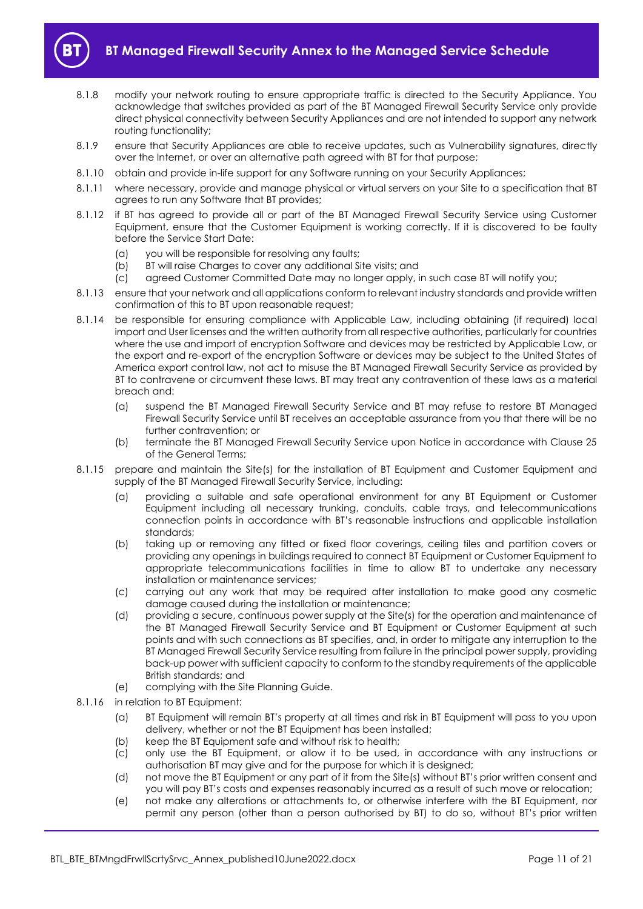8.1.8 modify your network routing to ensure appropriate traffic is directed to the Security Appliance. You acknowledge that switches provided as part of the BT Managed Firewall Security Service only provide direct physical connectivity between Security Appliances and are not intended to support any network routing functionality;

8.1.9 ensure that Security Appliances are able to receive updates, such as Vulnerability signatures, directly over the Internet, or over an alternative path agreed with BT for that purpose;

8.1.10 obtain and provide in-life support for any Software running on your Security Appliances;

8.1.11 where necessary, provide and manage physical or virtual servers on your Site to a specification that BT agrees to run any Software that BT provides;

8.1.12 if BT has agreed to provide all or part of the BT Managed Firewall Security Service using Customer Equipment, ensure that the Customer Equipment is working correctly. If it is discovered to be faulty before the Service Start Date:

- (a) you will be responsible for resolving any faults;
- (b) BT will raise Charges to cover any additional Site visits; and
- (c) agreed Customer Committed Date may no longer apply, in such case BT will notify you;

8.1.13 ensure that your network and all applications conform to relevant industry standards and provide written confirmation of this to BT upon reasonable request;

8.1.14 be responsible for ensuring compliance with Applicable Law, including obtaining (if required) local import and User licenses and the written authority from all respective authorities, particularly for countries where the use and import of encryption Software and devices may be restricted by Applicable Law, or the export and re-export of the encryption Software or devices may be subject to the United States of America export control law, not act to misuse the BT Managed Firewall Security Service as provided by BT to contravene or circumvent these laws. BT may treat any contravention of these laws as a material breach and:

- (a) suspend the BT Managed Firewall Security Service and BT may refuse to restore BT Managed Firewall Security Service until BT receives an acceptable assurance from you that there will be no further contravention; or
- (b) terminate the BT Managed Firewall Security Service upon Notice in accordance with Clause 25 of the General Terms;

8.1.15 prepare and maintain the Site(s) for the installation of BT Equipment and Customer Equipment and supply of the BT Managed Firewall Security Service, including:

- (a) providing a suitable and safe operational environment for any BT Equipment or Customer Equipment including all necessary trunking, conduits, cable trays, and telecommunications connection points in accordance with BT's reasonable instructions and applicable installation standards;
- (b) taking up or removing any fitted or fixed floor coverings, ceiling tiles and partition covers or providing any openings in buildings required to connect BT Equipment or Customer Equipment to appropriate telecommunications facilities in time to allow BT to undertake any necessary installation or maintenance services;
- (c) carrying out any work that may be required after installation to make good any cosmetic damage caused during the installation or maintenance;
- (d) providing a secure, continuous power supply at the Site(s) for the operation and maintenance of the BT Managed Firewall Security Service and BT Equipment or Customer Equipment at such points and with such connections as BT specifies, and, in order to mitigate any interruption to the BT Managed Firewall Security Service resulting from failure in the principal power supply, providing back-up power with sufficient capacity to conform to the standby requirements of the applicable British standards; and
- (e) complying with the Site Planning Guide.

8.1.16 in relation to BT Equipment:

- (a) BT Equipment will remain BT's property at all times and risk in BT Equipment will pass to you upon delivery, whether or not the BT Equipment has been installed;
- (b) keep the BT Equipment safe and without risk to health;
- (c) only use the BT Equipment, or allow it to be used, in accordance with any instructions or authorisation BT may give and for the purpose for which it is designed;
- (d) not move the BT Equipment or any part of it from the Site(s) without BT's prior written consent and you will pay BT's costs and expenses reasonably incurred as a result of such move or relocation;
- (e) not make any alterations or attachments to, or otherwise interfere with the BT Equipment, nor permit any person (other than a person authorised by BT) to do so, without BT's prior written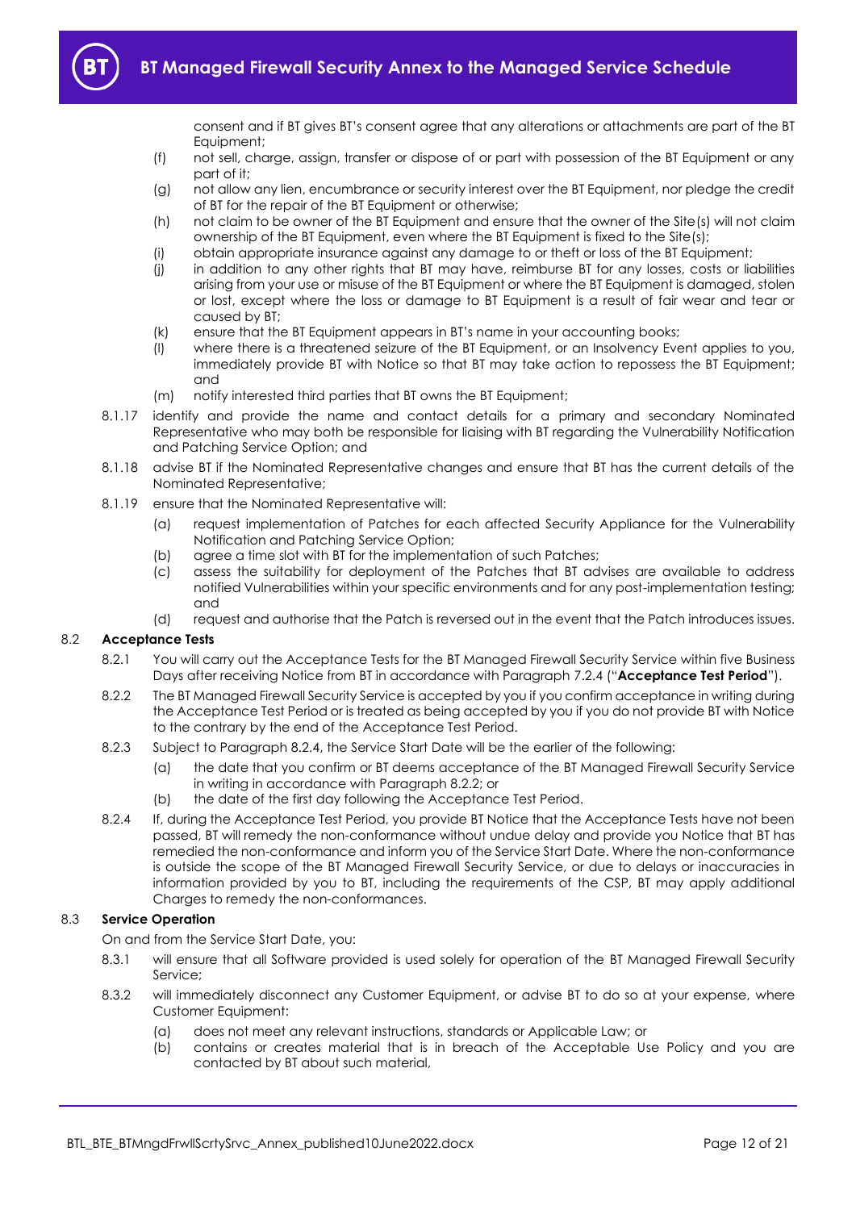consent and if BT gives BT's consent agree that any alterations or attachments are part of the BT Equipment;

(f) not sell, charge, assign, transfer or dispose of or part with possession of the BT Equipment or any part of it;

(g) not allow any lien, encumbrance or security interest over the BT Equipment, nor pledge the credit of BT for the repair of the BT Equipment or otherwise;

(h) not claim to be owner of the BT Equipment and ensure that the owner of the Site(s) will not claim ownership of the BT Equipment, even where the BT Equipment is fixed to the Site(s);

(i) obtain appropriate insurance against any damage to or theft or loss of the BT Equipment;

(j) in addition to any other rights that BT may have, reimburse BT for any losses, costs or liabilities arising from your use or misuse of the BT Equipment or where the BT Equipment is damaged, stolen or lost, except where the loss or damage to BT Equipment is a result of fair wear and tear or caused by BT;

(k) ensure that the BT Equipment appears in BT's name in your accounting books;

(l) where there is a threatened seizure of the BT Equipment, or an Insolvency Event applies to you, immediately provide BT with Notice so that BT may take action to repossess the BT Equipment; and

(m) notify interested third parties that BT owns the BT Equipment;

8.1.17 identify and provide the name and contact details for a primary and secondary Nominated Representative who may both be responsible for liaising with BT regarding the Vulnerability Notification and Patching Service Option; and

8.1.18 advise BT if the Nominated Representative changes and ensure that BT has the current details of the Nominated Representative;

8.1.19 ensure that the Nominated Representative will:

(a) request implementation of Patches for each affected Security Appliance for the Vulnerability Notification and Patching Service Option;

(b) agree a time slot with BT for the implementation of such Patches;

(c) assess the suitability for deployment of the Patches that BT advises are available to address notified Vulnerabilities within your specific environments and for any post-implementation testing; and

(d) request and authorise that the Patch is reversed out in the event that the Patch introduces issues.

### 8.2 Acceptance Tests

8.2.1 You will carry out the Acceptance Tests for the BT Managed Firewall Security Service within five Business Days after receiving Notice from BT in accordance with Paragraph 7.2.4 ("**Acceptance Test Period**").

8.2.2 The BT Managed Firewall Security Service is accepted by you if you confirm acceptance in writing during the Acceptance Test Period or is treated as being accepted by you if you do not provide BT with Notice to the contrary by the end of the Acceptance Test Period.

8.2.3 Subject to Paragraph 8.2.4, the Service Start Date will be the earlier of the following:

(a) the date that you confirm or BT deems acceptance of the BT Managed Firewall Security Service in writing in accordance with Paragraph 8.2.2; or

(b) the date of the first day following the Acceptance Test Period.

8.2.4 If, during the Acceptance Test Period, you provide BT Notice that the Acceptance Tests have not been passed, BT will remedy the non-conformance without undue delay and provide you Notice that BT has remedied the non-conformance and inform you of the Service Start Date. Where the non-conformance is outside the scope of the BT Managed Firewall Security Service, or due to delays or inaccuracies in information provided by you to BT, including the requirements of the CSP, BT may apply additional Charges to remedy the non-conformances.

### 8.3 Service Operation

On and from the Service Start Date, you:

8.3.1 will ensure that all Software provided is used solely for operation of the BT Managed Firewall Security Service;

8.3.2 will immediately disconnect any Customer Equipment, or advise BT to do so at your expense, where Customer Equipment:

(a) does not meet any relevant instructions, standards or Applicable Law; or

(b) contains or creates material that is in breach of the Acceptable Use Policy and you are contacted by BT about such material,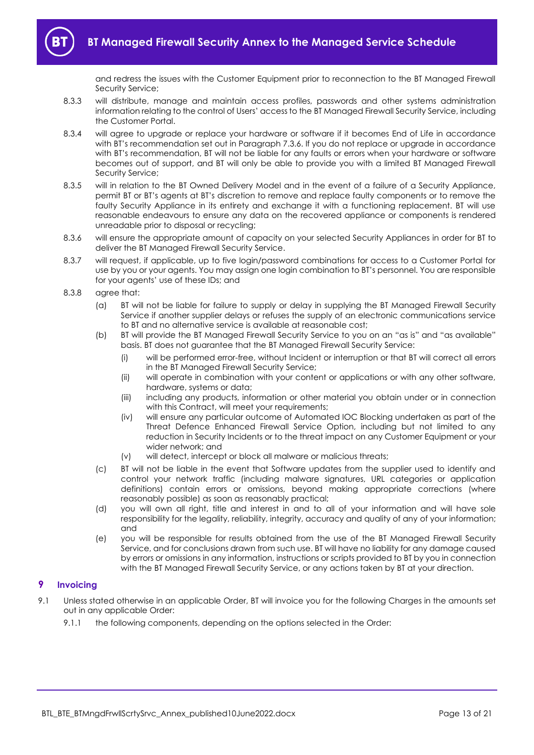and redress the issues with the Customer Equipment prior to reconnection to the BT Managed Firewall Security Service;

8.3.3 will distribute, manage and maintain access profiles, passwords and other systems administration information relating to the control of Users' access to the BT Managed Firewall Security Service, including the Customer Portal.

8.3.4 will agree to upgrade or replace your hardware or software if it becomes End of Life in accordance with BT's recommendation set out in Paragraph 7.3.6. If you do not replace or upgrade in accordance with BT's recommendation, BT will not be liable for any faults or errors when your hardware or software becomes out of support, and BT will only be able to provide you with a limited BT Managed Firewall Security Service;

8.3.5 will in relation to the BT Owned Delivery Model and in the event of a failure of a Security Appliance, permit BT or BT's agents at BT's discretion to remove and replace faulty components or to remove the faulty Security Appliance in its entirety and exchange it with a functioning replacement. BT will use reasonable endeavours to ensure any data on the recovered appliance or components is rendered unreadable prior to disposal or recycling;

8.3.6 will ensure the appropriate amount of capacity on your selected Security Appliances in order for BT to deliver the BT Managed Firewall Security Service.

8.3.7 will request, if applicable, up to five login/password combinations for access to a Customer Portal for use by you or your agents. You may assign one login combination to BT's personnel. You are responsible for your agents' use of these IDs; and

8.3.8 agree that:

(a) BT will not be liable for failure to supply or delay in supplying the BT Managed Firewall Security Service if another supplier delays or refuses the supply of an electronic communications service to BT and no alternative service is available at reasonable cost;

(b) BT will provide the BT Managed Firewall Security Service to you on an "as is" and "as available" basis. BT does not guarantee that the BT Managed Firewall Security Service:

(i) will be performed error-free, without Incident or interruption or that BT will correct all errors in the BT Managed Firewall Security Service;

(ii) will operate in combination with your content or applications or with any other software, hardware, systems or data;

(iii) including any products, information or other material you obtain under or in connection with this Contract, will meet your requirements;

(iv) will ensure any particular outcome of Automated IOC Blocking undertaken as part of the Threat Defence Enhanced Firewall Service Option, including but not limited to any reduction in Security Incidents or to the threat impact on any Customer Equipment or your wider network; and

(v) will detect, intercept or block all malware or malicious threats;

(c) BT will not be liable in the event that Software updates from the supplier used to identify and control your network traffic (including malware signatures, URL categories or application definitions) contain errors or omissions, beyond making appropriate corrections (where reasonably possible) as soon as reasonably practical;

(d) you will own all right, title and interest in and to all of your information and will have sole responsibility for the legality, reliability, integrity, accuracy and quality of any of your information; and

(e) you will be responsible for results obtained from the use of the BT Managed Firewall Security Service, and for conclusions drawn from such use. BT will have no liability for any damage caused by errors or omissions in any information, instructions or scripts provided to BT by you in connection with the BT Managed Firewall Security Service, or any actions taken by BT at your direction.

## 9 Invoicing

9.1 Unless stated otherwise in an applicable Order, BT will invoice you for the following Charges in the amounts set out in any applicable Order:

9.1.1 the following components, depending on the options selected in the Order: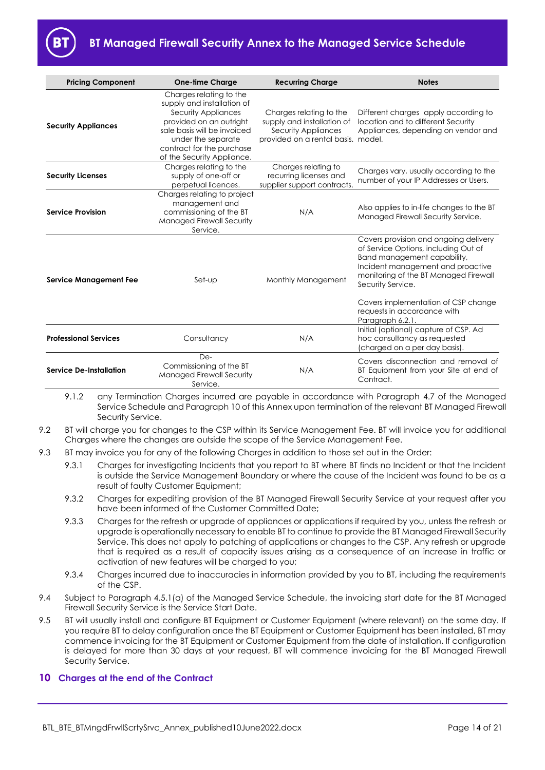| Pricing Component | One-time Charge | Recurring Charge | Notes |
|---|---|---|---|
| **Security Appliances** | Charges relating to the supply and installation of Security Appliances provided on an outright sale basis will be invoiced under the separate contract for the purchase of the Security Appliance. | Charges relating to the supply and installation of Security Appliances provided on a rental basis. | Different charges apply according to location and to different Security Appliances, depending on vendor and model. |
| **Security Licenses** | Charges relating to the supply of one-off or perpetual licences. | Charges relating to recurring licenses and supplier support contracts. | Charges vary, usually according to the number of your IP Addresses or Users. |
| **Service Provision** | Charges relating to project management and commissioning of the BT Managed Firewall Security Service. | N/A | Also applies to in-life changes to the BT Managed Firewall Security Service. |
| **Service Management Fee** | Set-up | Monthly Management | Covers provision and ongoing delivery of Service Options, including Out of Band management capability, Incident management and proactive monitoring of the BT Managed Firewall Security Service.<br><br>Covers implementation of CSP change requests in accordance with Paragraph 6.2.1. |
| **Professional Services** | Consultancy | N/A | Initial (optional) capture of CSP. Ad hoc consultancy as requested (charged on a per day basis). |
| **Service De-Installation** | De-Commissioning of the BT Managed Firewall Security Service. | N/A | Covers disconnection and removal of BT Equipment from your Site at end of Contract. |

9.1.2 any Termination Charges incurred are payable in accordance with Paragraph 4.7 of the Managed Service Schedule and Paragraph 10 of this Annex upon termination of the relevant BT Managed Firewall Security Service.

9.2 BT will charge you for changes to the CSP within its Service Management Fee. BT will invoice you for additional Charges where the changes are outside the scope of the Service Management Fee.

9.3 BT may invoice you for any of the following Charges in addition to those set out in the Order:

9.3.1 Charges for investigating Incidents that you report to BT where BT finds no Incident or that the Incident is outside the Service Management Boundary or where the cause of the Incident was found to be as a result of faulty Customer Equipment;

9.3.2 Charges for expediting provision of the BT Managed Firewall Security Service at your request after you have been informed of the Customer Committed Date;

9.3.3 Charges for the refresh or upgrade of appliances or applications if required by you, unless the refresh or upgrade is operationally necessary to enable BT to continue to provide the BT Managed Firewall Security Service. This does not apply to patching of applications or changes to the CSP. Any refresh or upgrade that is required as a result of capacity issues arising as a consequence of an increase in traffic or activation of new features will be charged to you;

9.3.4 Charges incurred due to inaccuracies in information provided by you to BT, including the requirements of the CSP.

9.4 Subject to Paragraph 4.5.1(a) of the Managed Service Schedule, the invoicing start date for the BT Managed Firewall Security Service is the Service Start Date.

9.5 BT will usually install and configure BT Equipment or Customer Equipment (where relevant) on the same day. If you require BT to delay configuration once the BT Equipment or Customer Equipment has been installed, BT may commence invoicing for the BT Equipment or Customer Equipment from the date of installation. If configuration is delayed for more than 30 days at your request, BT will commence invoicing for the BT Managed Firewall Security Service.

## 10 Charges at the end of the Contract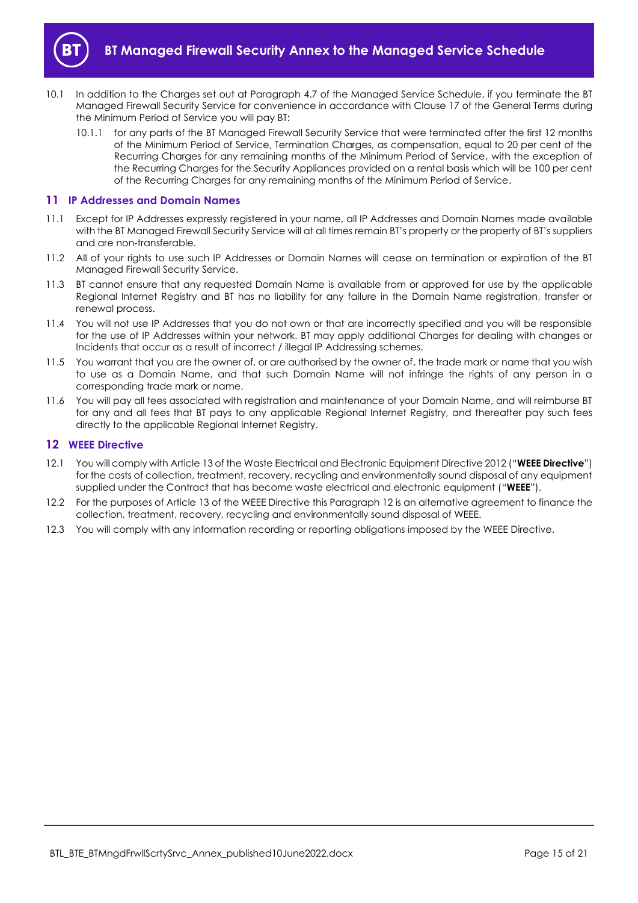10.1 In addition to the Charges set out at Paragraph 4.7 of the Managed Service Schedule, if you terminate the BT Managed Firewall Security Service for convenience in accordance with Clause 17 of the General Terms during the Minimum Period of Service you will pay BT:

10.1.1 for any parts of the BT Managed Firewall Security Service that were terminated after the first 12 months of the Minimum Period of Service, Termination Charges, as compensation, equal to 20 per cent of the Recurring Charges for any remaining months of the Minimum Period of Service, with the exception of the Recurring Charges for the Security Appliances provided on a rental basis which will be 100 per cent of the Recurring Charges for any remaining months of the Minimum Period of Service.

## 11 IP Addresses and Domain Names

11.1 Except for IP Addresses expressly registered in your name, all IP Addresses and Domain Names made available with the BT Managed Firewall Security Service will at all times remain BT's property or the property of BT's suppliers and are non-transferable.

11.2 All of your rights to use such IP Addresses or Domain Names will cease on termination or expiration of the BT Managed Firewall Security Service.

11.3 BT cannot ensure that any requested Domain Name is available from or approved for use by the applicable Regional Internet Registry and BT has no liability for any failure in the Domain Name registration, transfer or renewal process.

11.4 You will not use IP Addresses that you do not own or that are incorrectly specified and you will be responsible for the use of IP Addresses within your network. BT may apply additional Charges for dealing with changes or Incidents that occur as a result of incorrect / illegal IP Addressing schemes.

11.5 You warrant that you are the owner of, or are authorised by the owner of, the trade mark or name that you wish to use as a Domain Name, and that such Domain Name will not infringe the rights of any person in a corresponding trade mark or name.

11.6 You will pay all fees associated with registration and maintenance of your Domain Name, and will reimburse BT for any and all fees that BT pays to any applicable Regional Internet Registry, and thereafter pay such fees directly to the applicable Regional Internet Registry.

## 12 WEEE Directive

12.1 You will comply with Article 13 of the Waste Electrical and Electronic Equipment Directive 2012 ("**WEEE Directive**") for the costs of collection, treatment, recovery, recycling and environmentally sound disposal of any equipment supplied under the Contract that has become waste electrical and electronic equipment ("**WEEE**").

12.2 For the purposes of Article 13 of the WEEE Directive this Paragraph 12 is an alternative agreement to finance the collection, treatment, recovery, recycling and environmentally sound disposal of WEEE.

12.3 You will comply with any information recording or reporting obligations imposed by the WEEE Directive.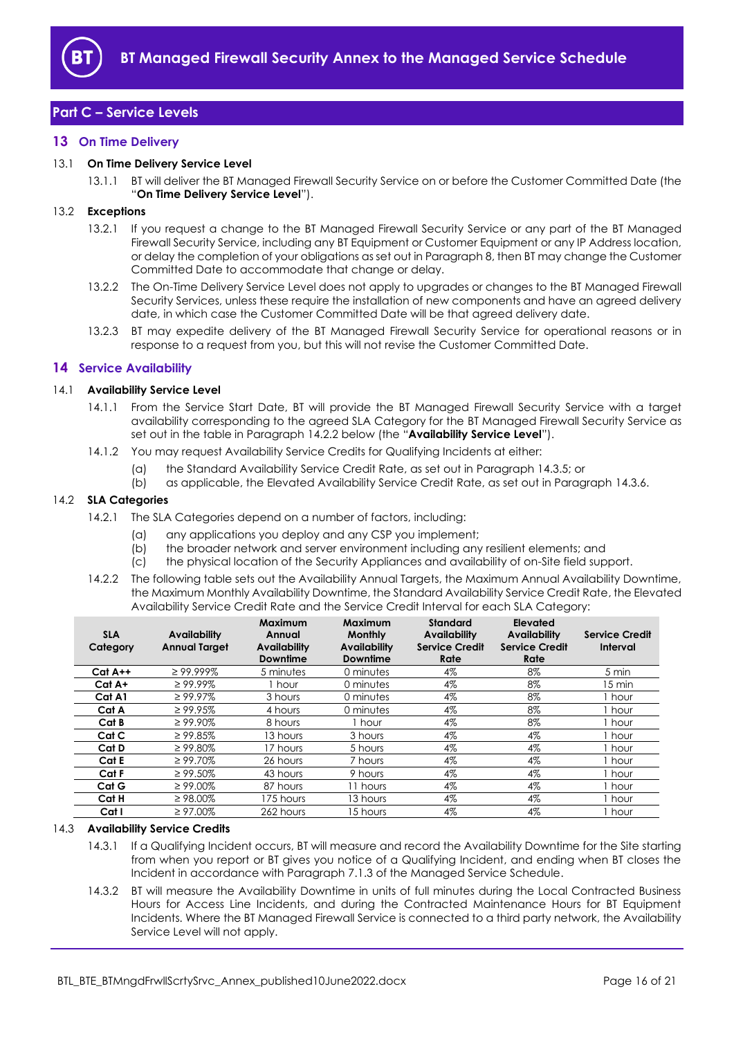## Part C – Service Levels

### 13 On Time Delivery

13.1 **On Time Delivery Service Level**

13.1.1 BT will deliver the BT Managed Firewall Security Service on or before the Customer Committed Date (the "**On Time Delivery Service Level**").

13.2 **Exceptions**

13.2.1 If you request a change to the BT Managed Firewall Security Service or any part of the BT Managed Firewall Security Service, including any BT Equipment or Customer Equipment or any IP Address location, or delay the completion of your obligations as set out in Paragraph 8, then BT may change the Customer Committed Date to accommodate that change or delay.

13.2.2 The On-Time Delivery Service Level does not apply to upgrades or changes to the BT Managed Firewall Security Services, unless these require the installation of new components and have an agreed delivery date, in which case the Customer Committed Date will be that agreed delivery date.

13.2.3 BT may expedite delivery of the BT Managed Firewall Security Service for operational reasons or in response to a request from you, but this will not revise the Customer Committed Date.

### 14 Service Availability

14.1 **Availability Service Level**

14.1.1 From the Service Start Date, BT will provide the BT Managed Firewall Security Service with a target availability corresponding to the agreed SLA Category for the BT Managed Firewall Security Service as set out in the table in Paragraph 14.2.2 below (the "**Availability Service Level**").

14.1.2 You may request Availability Service Credits for Qualifying Incidents at either:

(a) the Standard Availability Service Credit Rate, as set out in Paragraph 14.3.5; or

(b) as applicable, the Elevated Availability Service Credit Rate, as set out in Paragraph 14.3.6.

14.2 **SLA Categories**

14.2.1 The SLA Categories depend on a number of factors, including:

(a) any applications you deploy and any CSP you implement;

(b) the broader network and server environment including any resilient elements; and

(c) the physical location of the Security Appliances and availability of on-Site field support.

14.2.2 The following table sets out the Availability Annual Targets, the Maximum Annual Availability Downtime, the Maximum Monthly Availability Downtime, the Standard Availability Service Credit Rate, the Elevated Availability Service Credit Rate and the Service Credit Interval for each SLA Category:

| SLA Category | Availability Annual Target | Maximum Annual Availability Downtime | Maximum Monthly Availability Downtime | Standard Availability Service Credit Rate | Elevated Availability Service Credit Rate | Service Credit Interval |
|---|---|---|---|---|---|---|
| Cat A++ | ≥ 99.999% | 5 minutes | 0 minutes | 4% | 8% | 5 min |
| Cat A+ | ≥ 99.99% | 1 hour | 0 minutes | 4% | 8% | 15 min |
| Cat A1 | ≥ 99.97% | 3 hours | 0 minutes | 4% | 8% | 1 hour |
| Cat A | ≥ 99.95% | 4 hours | 0 minutes | 4% | 8% | 1 hour |
| Cat B | ≥ 99.90% | 8 hours | 1 hour | 4% | 8% | 1 hour |
| Cat C | ≥ 99.85% | 13 hours | 3 hours | 4% | 4% | 1 hour |
| Cat D | ≥ 99.80% | 17 hours | 5 hours | 4% | 4% | 1 hour |
| Cat E | ≥ 99.70% | 26 hours | 7 hours | 4% | 4% | 1 hour |
| Cat F | ≥ 99.50% | 43 hours | 9 hours | 4% | 4% | 1 hour |
| Cat G | ≥ 99.00% | 87 hours | 11 hours | 4% | 4% | 1 hour |
| Cat H | ≥ 98.00% | 175 hours | 13 hours | 4% | 4% | 1 hour |
| Cat I | ≥ 97.00% | 262 hours | 15 hours | 4% | 4% | 1 hour |

14.3 **Availability Service Credits**

14.3.1 If a Qualifying Incident occurs, BT will measure and record the Availability Downtime for the Site starting from when you report or BT gives you notice of a Qualifying Incident, and ending when BT closes the Incident in accordance with Paragraph 7.1.3 of the Managed Service Schedule.

14.3.2 BT will measure the Availability Downtime in units of full minutes during the Local Contracted Business Hours for Access Line Incidents, and during the Contracted Maintenance Hours for BT Equipment Incidents. Where the BT Managed Firewall Service is connected to a third party network, the Availability Service Level will not apply.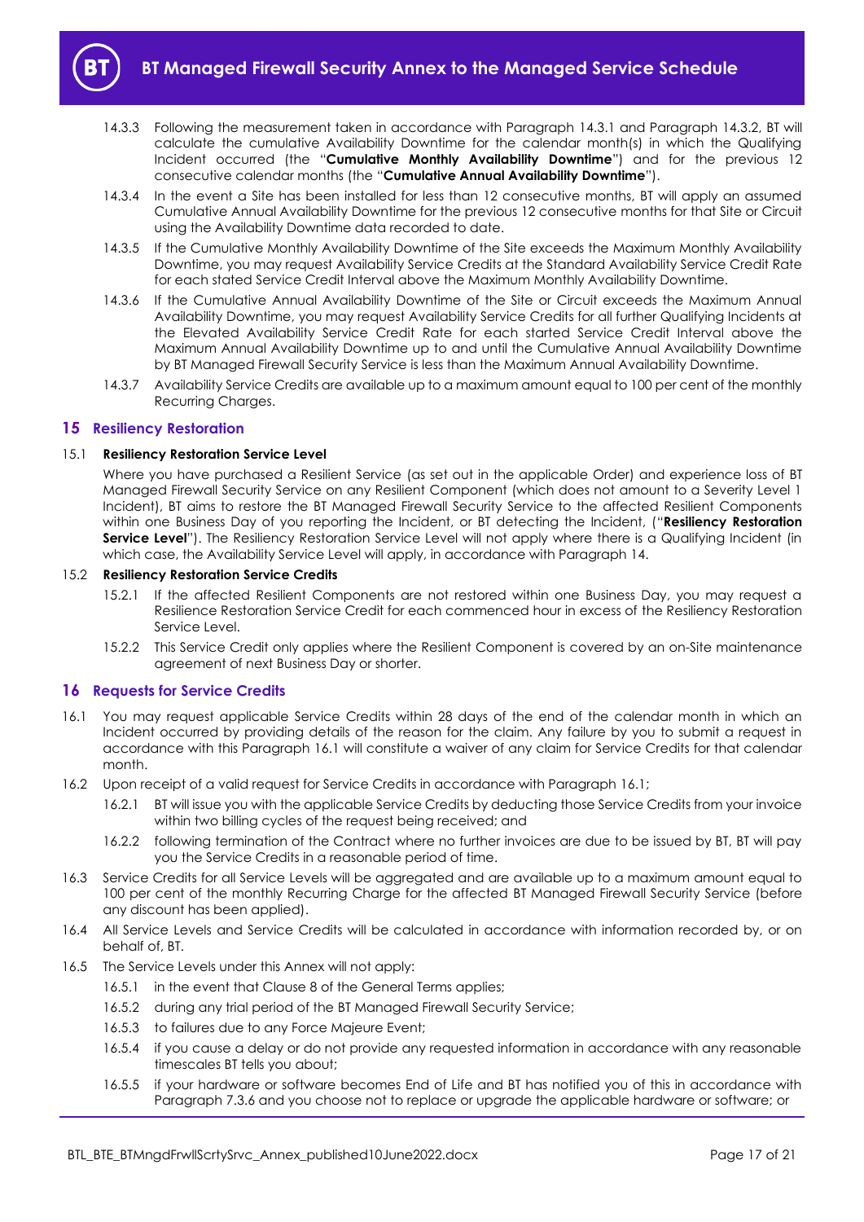14.3.3 Following the measurement taken in accordance with Paragraph 14.3.1 and Paragraph 14.3.2, BT will calculate the cumulative Availability Downtime for the calendar month(s) in which the Qualifying Incident occurred (the "**Cumulative Monthly Availability Downtime**") and for the previous 12 consecutive calendar months (the "**Cumulative Annual Availability Downtime**").

14.3.4 In the event a Site has been installed for less than 12 consecutive months, BT will apply an assumed Cumulative Annual Availability Downtime for the previous 12 consecutive months for that Site or Circuit using the Availability Downtime data recorded to date.

14.3.5 If the Cumulative Monthly Availability Downtime of the Site exceeds the Maximum Monthly Availability Downtime, you may request Availability Service Credits at the Standard Availability Service Credit Rate for each stated Service Credit Interval above the Maximum Monthly Availability Downtime.

14.3.6 If the Cumulative Annual Availability Downtime of the Site or Circuit exceeds the Maximum Annual Availability Downtime, you may request Availability Service Credits for all further Qualifying Incidents at the Elevated Availability Service Credit Rate for each started Service Credit Interval above the Maximum Annual Availability Downtime up to and until the Cumulative Annual Availability Downtime by BT Managed Firewall Security Service is less than the Maximum Annual Availability Downtime.

14.3.7 Availability Service Credits are available up to a maximum amount equal to 100 per cent of the monthly Recurring Charges.

## 15 Resiliency Restoration

15.1 **Resiliency Restoration Service Level**

Where you have purchased a Resilient Service (as set out in the applicable Order) and experience loss of BT Managed Firewall Security Service on any Resilient Component (which does not amount to a Severity Level 1 Incident), BT aims to restore the BT Managed Firewall Security Service to the affected Resilient Components within one Business Day of you reporting the Incident, or BT detecting the Incident, ("**Resiliency Restoration Service Level**"). The Resiliency Restoration Service Level will not apply where there is a Qualifying Incident (in which case, the Availability Service Level will apply, in accordance with Paragraph 14.

15.2 **Resiliency Restoration Service Credits**

15.2.1 If the affected Resilient Components are not restored within one Business Day, you may request a Resilience Restoration Service Credit for each commenced hour in excess of the Resiliency Restoration Service Level.

15.2.2 This Service Credit only applies where the Resilient Component is covered by an on-Site maintenance agreement of next Business Day or shorter.

## 16 Requests for Service Credits

16.1 You may request applicable Service Credits within 28 days of the end of the calendar month in which an Incident occurred by providing details of the reason for the claim. Any failure by you to submit a request in accordance with this Paragraph 16.1 will constitute a waiver of any claim for Service Credits for that calendar month.

16.2 Upon receipt of a valid request for Service Credits in accordance with Paragraph 16.1;

16.2.1 BT will issue you with the applicable Service Credits by deducting those Service Credits from your invoice within two billing cycles of the request being received; and

16.2.2 following termination of the Contract where no further invoices are due to be issued by BT, BT will pay you the Service Credits in a reasonable period of time.

16.3 Service Credits for all Service Levels will be aggregated and are available up to a maximum amount equal to 100 per cent of the monthly Recurring Charge for the affected BT Managed Firewall Security Service (before any discount has been applied).

16.4 All Service Levels and Service Credits will be calculated in accordance with information recorded by, or on behalf of, BT.

16.5 The Service Levels under this Annex will not apply:

16.5.1 in the event that Clause 8 of the General Terms applies;

16.5.2 during any trial period of the BT Managed Firewall Security Service;

16.5.3 to failures due to any Force Majeure Event;

16.5.4 if you cause a delay or do not provide any requested information in accordance with any reasonable timescales BT tells you about;

16.5.5 if your hardware or software becomes End of Life and BT has notified you of this in accordance with Paragraph 7.3.6 and you choose not to replace or upgrade the applicable hardware or software; or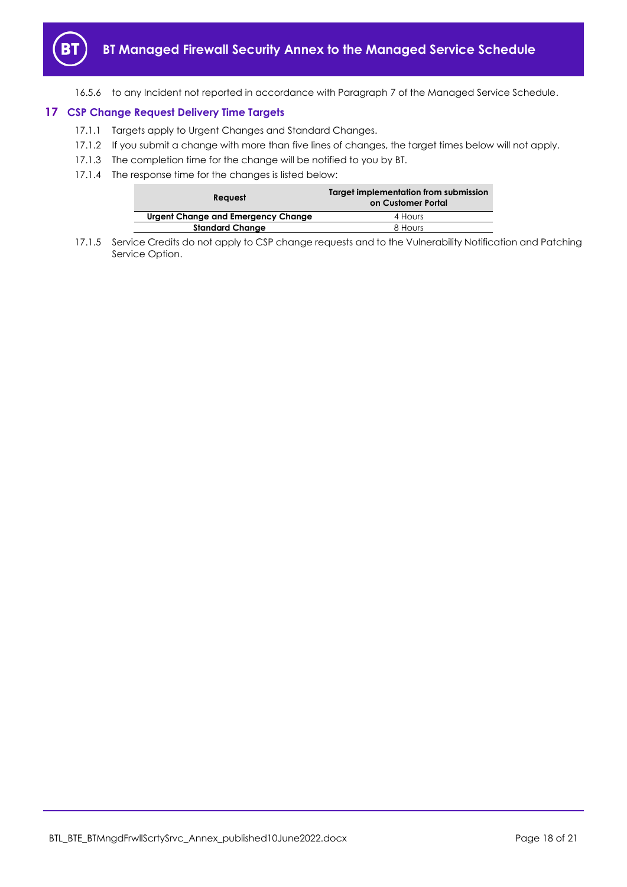16.5.6 to any Incident not reported in accordance with Paragraph 7 of the Managed Service Schedule.

## 17 CSP Change Request Delivery Time Targets

17.1.1 Targets apply to Urgent Changes and Standard Changes.

17.1.2 If you submit a change with more than five lines of changes, the target times below will not apply.

17.1.3 The completion time for the change will be notified to you by BT.

17.1.4 The response time for the changes is listed below:

| Request | Target implementation from submission on Customer Portal |
|---|---|
| **Urgent Change and Emergency Change** | 4 Hours |
| **Standard Change** | 8 Hours |

17.1.5 Service Credits do not apply to CSP change requests and to the Vulnerability Notification and Patching Service Option.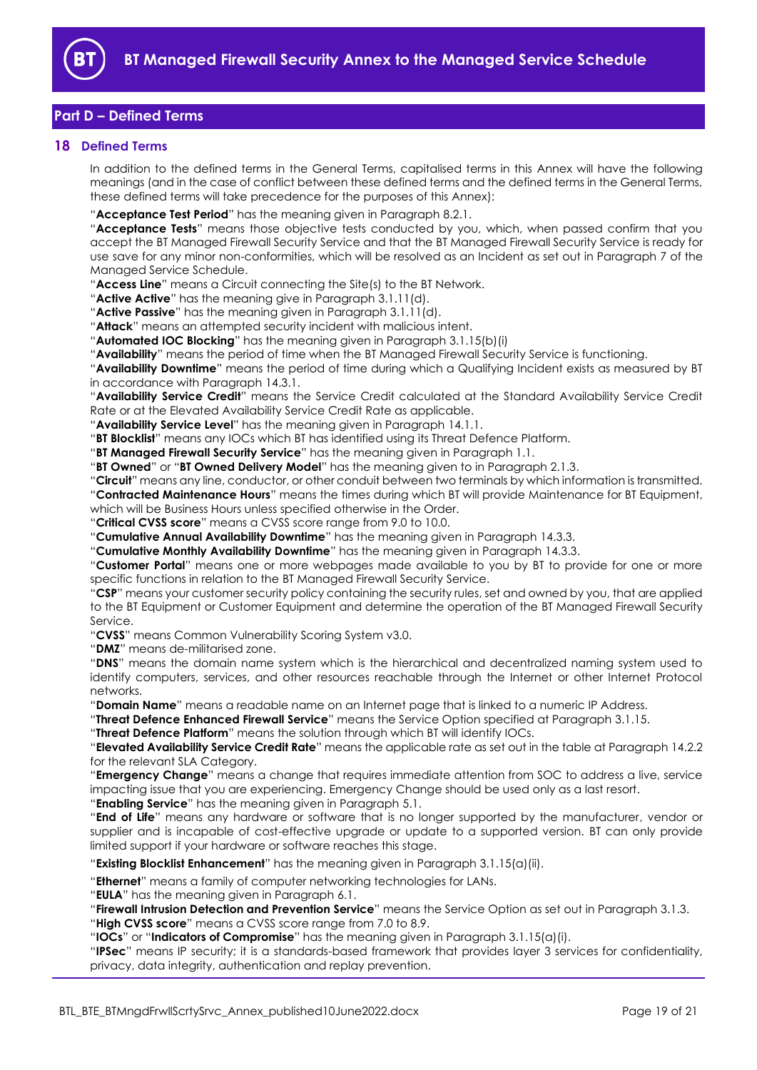## Part D – Defined Terms

### 18 Defined Terms

In addition to the defined terms in the General Terms, capitalised terms in this Annex will have the following meanings (and in the case of conflict between these defined terms and the defined terms in the General Terms, these defined terms will take precedence for the purposes of this Annex):

"**Acceptance Test Period**" has the meaning given in Paragraph 8.2.1.

"**Acceptance Tests**" means those objective tests conducted by you, which, when passed confirm that you accept the BT Managed Firewall Security Service and that the BT Managed Firewall Security Service is ready for use save for any minor non-conformities, which will be resolved as an Incident as set out in Paragraph 7 of the Managed Service Schedule.

"**Access Line**" means a Circuit connecting the Site(s) to the BT Network.

"**Active Active**" has the meaning give in Paragraph 3.1.11(d).

"**Active Passive**" has the meaning given in Paragraph 3.1.11(d).

"**Attack**" means an attempted security incident with malicious intent.

"**Automated IOC Blocking**" has the meaning given in Paragraph 3.1.15(b)(i)

"**Availability**" means the period of time when the BT Managed Firewall Security Service is functioning.

"**Availability Downtime**" means the period of time during which a Qualifying Incident exists as measured by BT in accordance with Paragraph 14.3.1.

"**Availability Service Credit**" means the Service Credit calculated at the Standard Availability Service Credit Rate or at the Elevated Availability Service Credit Rate as applicable.

"**Availability Service Level**" has the meaning given in Paragraph 14.1.1.

"**BT Blocklist**" means any IOCs which BT has identified using its Threat Defence Platform.

"**BT Managed Firewall Security Service**" has the meaning given in Paragraph 1.1.

"**BT Owned**" or "**BT Owned Delivery Model**" has the meaning given to in Paragraph 2.1.3.

"**Circuit**" means any line, conductor, or other conduit between two terminals by which information is transmitted.

"**Contracted Maintenance Hours**" means the times during which BT will provide Maintenance for BT Equipment, which will be Business Hours unless specified otherwise in the Order.

"**Critical CVSS score**" means a CVSS score range from 9.0 to 10.0.

"**Cumulative Annual Availability Downtime**" has the meaning given in Paragraph 14.3.3.

"**Cumulative Monthly Availability Downtime**" has the meaning given in Paragraph 14.3.3.

"**Customer Portal**" means one or more webpages made available to you by BT to provide for one or more specific functions in relation to the BT Managed Firewall Security Service.

"**CSP**" means your customer security policy containing the security rules, set and owned by you, that are applied to the BT Equipment or Customer Equipment and determine the operation of the BT Managed Firewall Security Service.

"**CVSS**" means Common Vulnerability Scoring System v3.0.

"**DMZ**" means de-militarised zone.

"**DNS**" means the domain name system which is the hierarchical and decentralized naming system used to identify computers, services, and other resources reachable through the Internet or other Internet Protocol networks.

"**Domain Name**" means a readable name on an Internet page that is linked to a numeric IP Address.

"**Threat Defence Enhanced Firewall Service**" means the Service Option specified at Paragraph 3.1.15.

"**Threat Defence Platform**" means the solution through which BT will identify IOCs.

"**Elevated Availability Service Credit Rate**" means the applicable rate as set out in the table at Paragraph 14.2.2 for the relevant SLA Category.

"**Emergency Change**" means a change that requires immediate attention from SOC to address a live, service impacting issue that you are experiencing. Emergency Change should be used only as a last resort.

"**Enabling Service**" has the meaning given in Paragraph 5.1.

"**End of Life**" means any hardware or software that is no longer supported by the manufacturer, vendor or supplier and is incapable of cost-effective upgrade or update to a supported version. BT can only provide limited support if your hardware or software reaches this stage.

"**Existing Blocklist Enhancement**" has the meaning given in Paragraph 3.1.15(a)(ii).

"**Ethernet**" means a family of computer networking technologies for LANs.

"**EULA**" has the meaning given in Paragraph 6.1.

"**Firewall Intrusion Detection and Prevention Service**" means the Service Option as set out in Paragraph 3.1.3.

"**High CVSS score**" means a CVSS score range from 7.0 to 8.9.

"**IOCs**" or "**Indicators of Compromise**" has the meaning given in Paragraph 3.1.15(a)(i).

"**IPSec**" means IP security; it is a standards-based framework that provides layer 3 services for confidentiality, privacy, data integrity, authentication and replay prevention.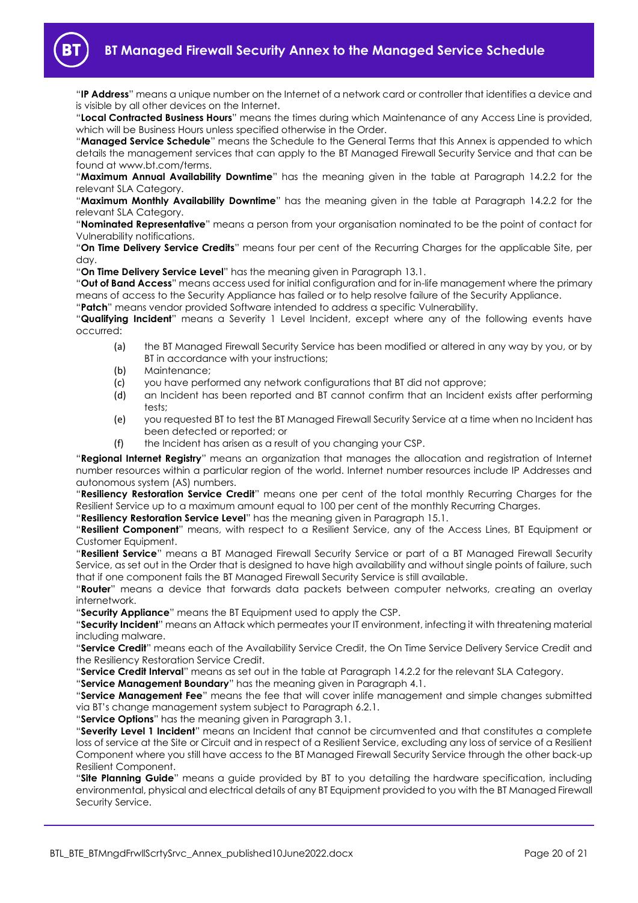"**IP Address**" means a unique number on the Internet of a network card or controller that identifies a device and is visible by all other devices on the Internet.

"**Local Contracted Business Hours**" means the times during which Maintenance of any Access Line is provided, which will be Business Hours unless specified otherwise in the Order.

"**Managed Service Schedule**" means the Schedule to the General Terms that this Annex is appended to which details the management services that can apply to the BT Managed Firewall Security Service and that can be found at www.bt.com/terms.

"**Maximum Annual Availability Downtime**" has the meaning given in the table at Paragraph 14.2.2 for the relevant SLA Category.

"**Maximum Monthly Availability Downtime**" has the meaning given in the table at Paragraph 14.2.2 for the relevant SLA Category.

"**Nominated Representative**" means a person from your organisation nominated to be the point of contact for Vulnerability notifications.

"**On Time Delivery Service Credits**" means four per cent of the Recurring Charges for the applicable Site, per day.

"**On Time Delivery Service Level**" has the meaning given in Paragraph 13.1.

"**Out of Band Access**" means access used for initial configuration and for in-life management where the primary means of access to the Security Appliance has failed or to help resolve failure of the Security Appliance.

"**Patch**" means vendor provided Software intended to address a specific Vulnerability.

"**Qualifying Incident**" means a Severity 1 Level Incident, except where any of the following events have occurred:

(a) the BT Managed Firewall Security Service has been modified or altered in any way by you, or by BT in accordance with your instructions;

(b) Maintenance;

(c) you have performed any network configurations that BT did not approve;

(d) an Incident has been reported and BT cannot confirm that an Incident exists after performing tests;

(e) you requested BT to test the BT Managed Firewall Security Service at a time when no Incident has been detected or reported; or

(f) the Incident has arisen as a result of you changing your CSP.

"**Regional Internet Registry**" means an organization that manages the allocation and registration of Internet number resources within a particular region of the world. Internet number resources include IP Addresses and autonomous system (AS) numbers.

"**Resiliency Restoration Service Credit**" means one per cent of the total monthly Recurring Charges for the Resilient Service up to a maximum amount equal to 100 per cent of the monthly Recurring Charges.

"**Resiliency Restoration Service Level**" has the meaning given in Paragraph 15.1.

"**Resilient Component**" means, with respect to a Resilient Service, any of the Access Lines, BT Equipment or Customer Equipment.

"**Resilient Service**" means a BT Managed Firewall Security Service or part of a BT Managed Firewall Security Service, as set out in the Order that is designed to have high availability and without single points of failure, such that if one component fails the BT Managed Firewall Security Service is still available.

"**Router**" means a device that forwards data packets between computer networks, creating an overlay internetwork.

"**Security Appliance**" means the BT Equipment used to apply the CSP.

"**Security Incident**" means an Attack which permeates your IT environment, infecting it with threatening material including malware.

"**Service Credit**" means each of the Availability Service Credit, the On Time Service Delivery Service Credit and the Resiliency Restoration Service Credit.

"**Service Credit Interval**" means as set out in the table at Paragraph 14.2.2 for the relevant SLA Category.

"**Service Management Boundary**" has the meaning given in Paragraph 4.1.

"**Service Management Fee**" means the fee that will cover inlife management and simple changes submitted via BT's change management system subject to Paragraph 6.2.1.

"**Service Options**" has the meaning given in Paragraph 3.1.

"**Severity Level 1 Incident**" means an Incident that cannot be circumvented and that constitutes a complete loss of service at the Site or Circuit and in respect of a Resilient Service, excluding any loss of service of a Resilient Component where you still have access to the BT Managed Firewall Security Service through the other back-up Resilient Component.

"**Site Planning Guide**" means a guide provided by BT to you detailing the hardware specification, including environmental, physical and electrical details of any BT Equipment provided to you with the BT Managed Firewall Security Service.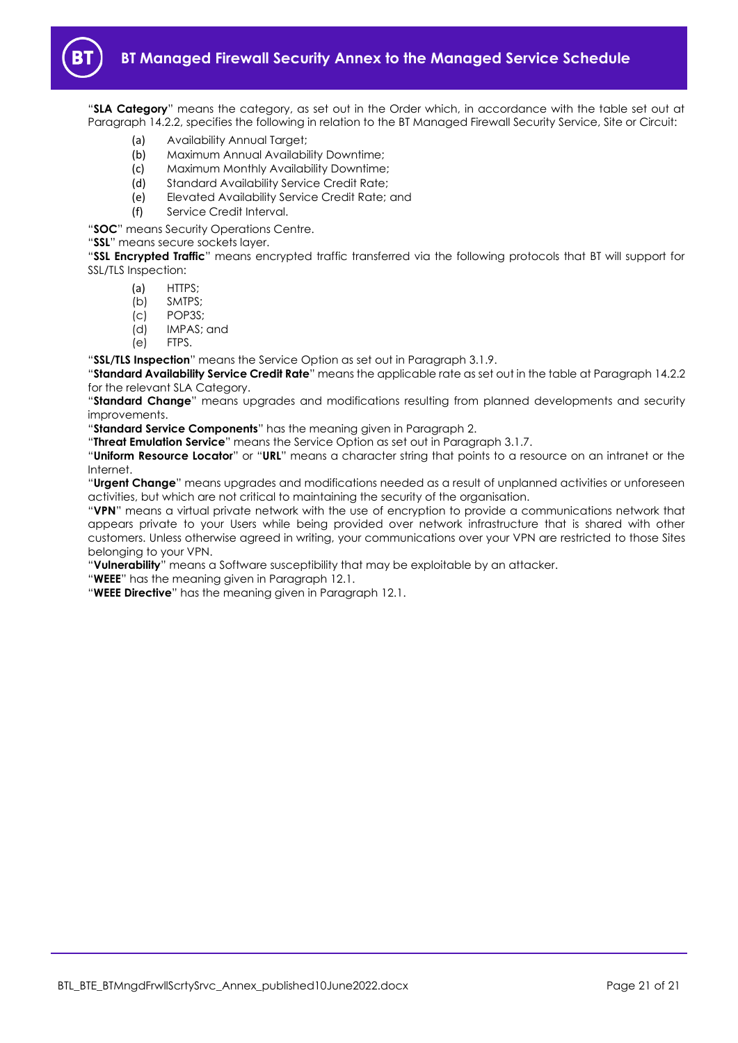"**SLA Category**" means the category, as set out in the Order which, in accordance with the table set out at Paragraph 14.2.2, specifies the following in relation to the BT Managed Firewall Security Service, Site or Circuit:

(a) Availability Annual Target;
(b) Maximum Annual Availability Downtime;
(c) Maximum Monthly Availability Downtime;
(d) Standard Availability Service Credit Rate;
(e) Elevated Availability Service Credit Rate; and
(f) Service Credit Interval.

"**SOC**" means Security Operations Centre.

"**SSL**" means secure sockets layer.

"**SSL Encrypted Traffic**" means encrypted traffic transferred via the following protocols that BT will support for SSL/TLS Inspection:

(a) HTTPS;
(b) SMTPS;
(c) POP3S;
(d) IMPAS; and
(e) FTPS.

"**SSL/TLS Inspection**" means the Service Option as set out in Paragraph 3.1.9.

"**Standard Availability Service Credit Rate**" means the applicable rate as set out in the table at Paragraph 14.2.2 for the relevant SLA Category.

"**Standard Change**" means upgrades and modifications resulting from planned developments and security improvements.

"**Standard Service Components**" has the meaning given in Paragraph 2.

"**Threat Emulation Service**" means the Service Option as set out in Paragraph 3.1.7.

"**Uniform Resource Locator**" or "**URL**" means a character string that points to a resource on an intranet or the Internet.

"**Urgent Change**" means upgrades and modifications needed as a result of unplanned activities or unforeseen activities, but which are not critical to maintaining the security of the organisation.

"**VPN**" means a virtual private network with the use of encryption to provide a communications network that appears private to your Users while being provided over network infrastructure that is shared with other customers. Unless otherwise agreed in writing, your communications over your VPN are restricted to those Sites belonging to your VPN.

"**Vulnerability**" means a Software susceptibility that may be exploitable by an attacker.

"**WEEE**" has the meaning given in Paragraph 12.1.

"**WEEE Directive**" has the meaning given in Paragraph 12.1.